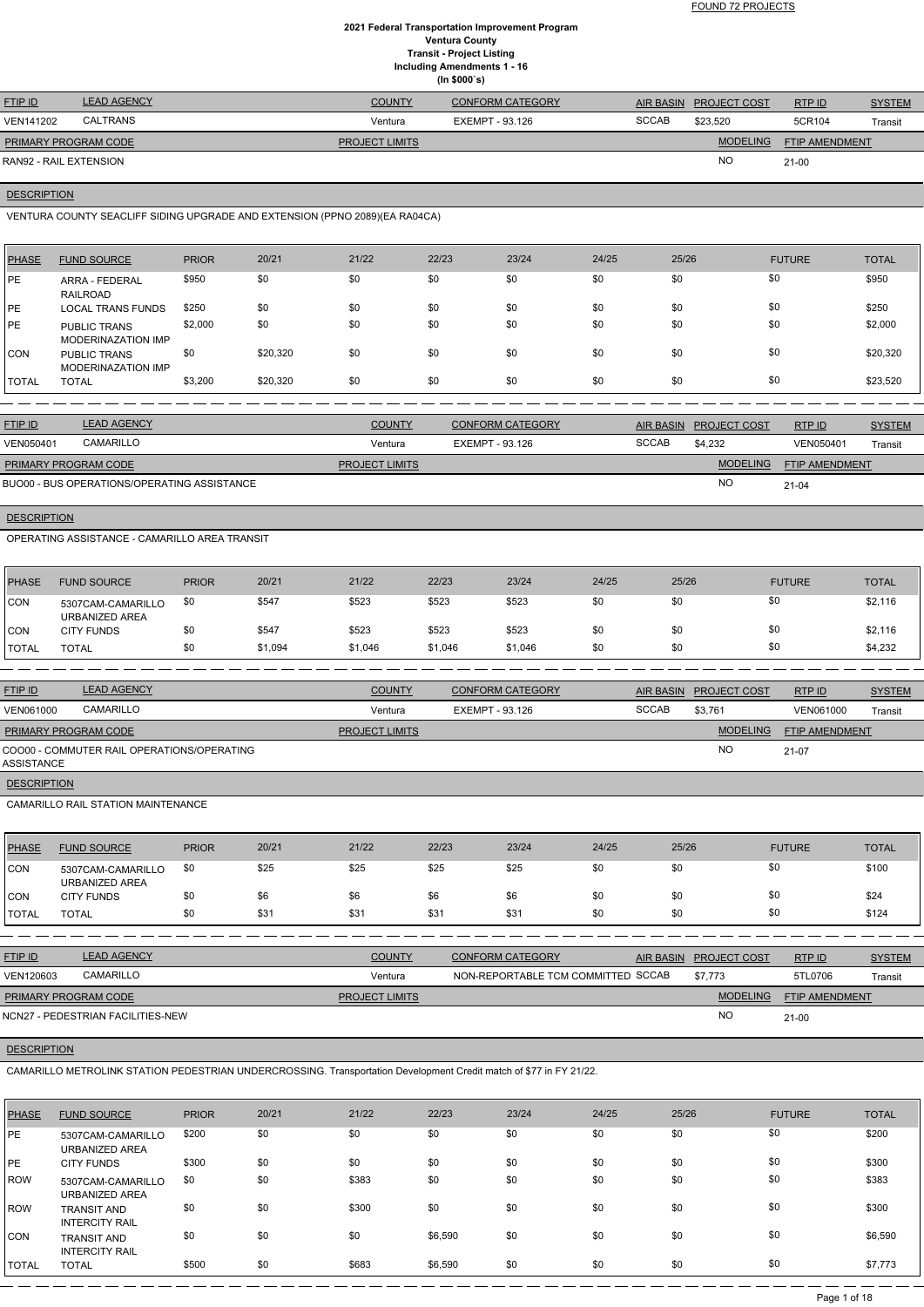FOUND 72 PROJECTS

# 2021 Federal Transportation Improvement Program
## Ventura County
## Transit - Project Listing
## Including Amendments 1 - 16
## (In $000`s)

| FTIP ID | LEAD AGENCY | COUNTY | CONFORM CATEGORY | AIR BASIN | PROJECT COST | RTP ID | SYSTEM |
|---|---|---|---|---|---|---|---|
| VEN141202 | CALTRANS | Ventura | EXEMPT - 93.126 | SCCAB | $23,520 | 5CR104 | Transit |

| PRIMARY PROGRAM CODE | PROJECT LIMITS | MODELING | FTIP AMENDMENT |
|---|---|---|---|
| RAN92 - RAIL EXTENSION | | NO | 21-00 |

**DESCRIPTION**

VENTURA COUNTY SEACLIFF SIDING UPGRADE AND EXTENSION (PPNO 2089)(EA RA04CA)

| PHASE | FUND SOURCE | PRIOR | 20/21 | 21/22 | 22/23 | 23/24 | 24/25 | 25/26 | FUTURE | TOTAL |
|---|---|---|---|---|---|---|---|---|---|---|
| PE | ARRA - FEDERAL RAILROAD | $950 | $0 | $0 | $0 | $0 | $0 | $0 | $0 | $950 |
| PE | LOCAL TRANS FUNDS | $250 | $0 | $0 | $0 | $0 | $0 | $0 | $0 | $250 |
| PE | PUBLIC TRANS MODERINAZATION IMP | $2,000 | $0 | $0 | $0 | $0 | $0 | $0 | $0 | $2,000 |
| CON | PUBLIC TRANS MODERINAZATION IMP | $0 | $20,320 | $0 | $0 | $0 | $0 | $0 | $0 | $20,320 |
| TOTAL | TOTAL | $3,200 | $20,320 | $0 | $0 | $0 | $0 | $0 | $0 | $23,520 |

| FTIP ID | LEAD AGENCY | COUNTY | CONFORM CATEGORY | AIR BASIN | PROJECT COST | RTP ID | SYSTEM |
|---|---|---|---|---|---|---|---|
| VEN050401 | CAMARILLO | Ventura | EXEMPT - 93.126 | SCCAB | $4,232 | VEN050401 | Transit |

| PRIMARY PROGRAM CODE | PROJECT LIMITS | MODELING | FTIP AMENDMENT |
|---|---|---|---|
| BUO00 - BUS OPERATIONS/OPERATING ASSISTANCE | | NO | 21-04 |

**DESCRIPTION**

OPERATING ASSISTANCE - CAMARILLO AREA TRANSIT

| PHASE | FUND SOURCE | PRIOR | 20/21 | 21/22 | 22/23 | 23/24 | 24/25 | 25/26 | FUTURE | TOTAL |
|---|---|---|---|---|---|---|---|---|---|---|
| CON | 5307CAM-CAMARILLO URBANIZED AREA | $0 | $547 | $523 | $523 | $523 | $0 | $0 | $0 | $2,116 |
| CON | CITY FUNDS | $0 | $547 | $523 | $523 | $523 | $0 | $0 | $0 | $2,116 |
| TOTAL | TOTAL | $0 | $1,094 | $1,046 | $1,046 | $1,046 | $0 | $0 | $0 | $4,232 |

| FTIP ID | LEAD AGENCY | COUNTY | CONFORM CATEGORY | AIR BASIN | PROJECT COST | RTP ID | SYSTEM |
|---|---|---|---|---|---|---|---|
| VEN061000 | CAMARILLO | Ventura | EXEMPT - 93.126 | SCCAB | $3,761 | VEN061000 | Transit |

| PRIMARY PROGRAM CODE | PROJECT LIMITS | MODELING | FTIP AMENDMENT |
|---|---|---|---|
| COO00 - COMMUTER RAIL OPERATIONS/OPERATING ASSISTANCE | | NO | 21-07 |

**DESCRIPTION**

CAMARILLO RAIL STATION MAINTENANCE

| PHASE | FUND SOURCE | PRIOR | 20/21 | 21/22 | 22/23 | 23/24 | 24/25 | 25/26 | FUTURE | TOTAL |
|---|---|---|---|---|---|---|---|---|---|---|
| CON | 5307CAM-CAMARILLO URBANIZED AREA | $0 | $25 | $25 | $25 | $25 | $0 | $0 | $0 | $100 |
| CON | CITY FUNDS | $0 | $6 | $6 | $6 | $6 | $0 | $0 | $0 | $24 |
| TOTAL | TOTAL | $0 | $31 | $31 | $31 | $31 | $0 | $0 | $0 | $124 |

| FTIP ID | LEAD AGENCY | COUNTY | CONFORM CATEGORY | AIR BASIN | PROJECT COST | RTP ID | SYSTEM |
|---|---|---|---|---|---|---|---|
| VEN120603 | CAMARILLO | Ventura | NON-REPORTABLE TCM COMMITTED | SCCAB | $7,773 | 5TL0706 | Transit |

| PRIMARY PROGRAM CODE | PROJECT LIMITS | MODELING | FTIP AMENDMENT |
|---|---|---|---|
| NCN27 - PEDESTRIAN FACILITIES-NEW | | NO | 21-00 |

**DESCRIPTION**

CAMARILLO METROLINK STATION PEDESTRIAN UNDERCROSSING. Transportation Development Credit match of $77 in FY 21/22.

| PHASE | FUND SOURCE | PRIOR | 20/21 | 21/22 | 22/23 | 23/24 | 24/25 | 25/26 | FUTURE | TOTAL |
|---|---|---|---|---|---|---|---|---|---|---|
| PE | 5307CAM-CAMARILLO URBANIZED AREA | $200 | $0 | $0 | $0 | $0 | $0 | $0 | $0 | $200 |
| PE | CITY FUNDS | $300 | $0 | $0 | $0 | $0 | $0 | $0 | $0 | $300 |
| ROW | 5307CAM-CAMARILLO URBANIZED AREA | $0 | $0 | $383 | $0 | $0 | $0 | $0 | $0 | $383 |
| ROW | TRANSIT AND INTERCITY RAIL | $0 | $0 | $300 | $0 | $0 | $0 | $0 | $0 | $300 |
| CON | TRANSIT AND INTERCITY RAIL | $0 | $0 | $0 | $6,590 | $0 | $0 | $0 | $0 | $6,590 |
| TOTAL | TOTAL | $500 | $0 | $683 | $6,590 | $0 | $0 | $0 | $0 | $7,773 |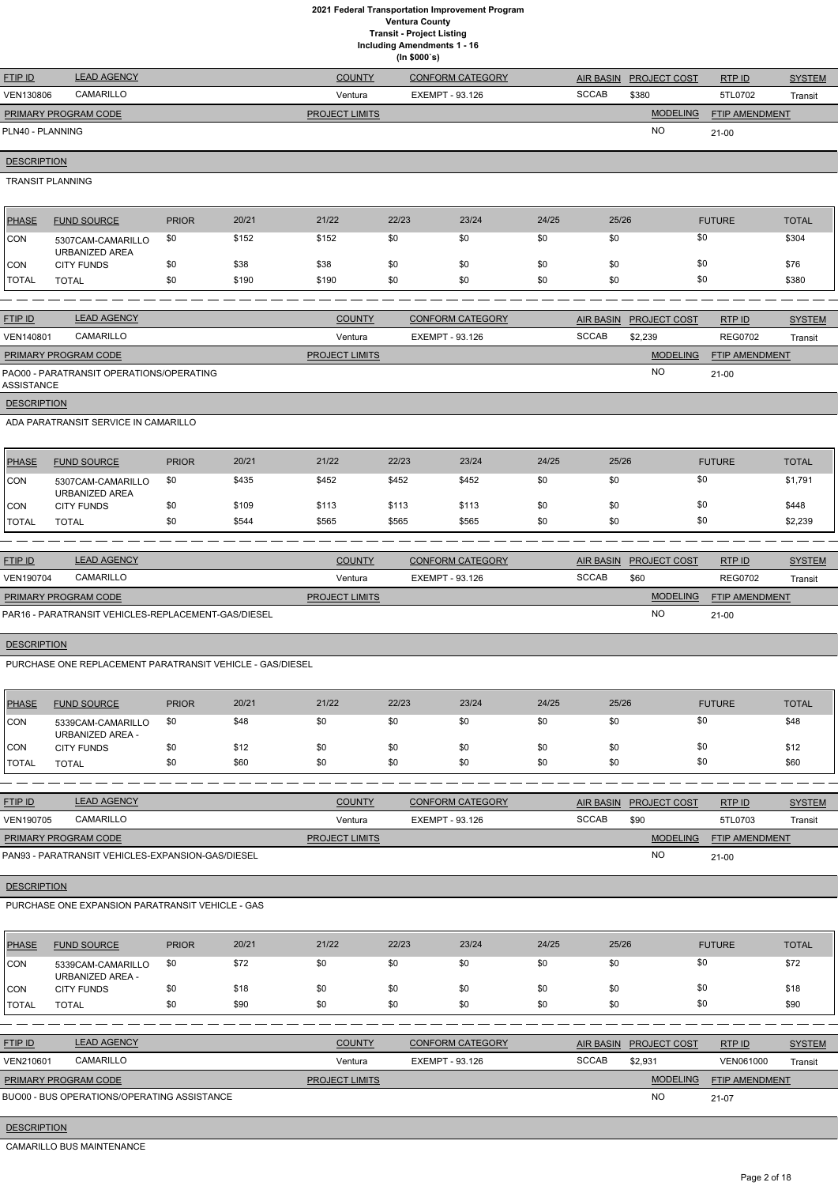# 2021 Federal Transportation Improvement Program
## Ventura County
### Transit - Project Listing
### Including Amendments 1 - 16
### (In $000`s)

| FTIP ID | LEAD AGENCY | COUNTY | CONFORM CATEGORY | AIR BASIN | PROJECT COST | RTP ID | SYSTEM |
|---|---|---|---|---|---|---|---|
| VEN130806 | CAMARILLO | Ventura | EXEMPT - 93.126 | SCCAB | $380 | 5TL0702 | Transit |

| PRIMARY PROGRAM CODE | PROJECT LIMITS | MODELING | FTIP AMENDMENT |
|---|---|---|---|
| PLN40 - PLANNING | | NO | 21-00 |

**DESCRIPTION**

TRANSIT PLANNING

| PHASE | FUND SOURCE | PRIOR | 20/21 | 21/22 | 22/23 | 23/24 | 24/25 | 25/26 | FUTURE | TOTAL |
|---|---|---|---|---|---|---|---|---|---|---|
| CON | 5307CAM-CAMARILLO URBANIZED AREA | $0 | $152 | $152 | $0 | $0 | $0 | $0 | $0 | $304 |
| CON | CITY FUNDS | $0 | $38 | $38 | $0 | $0 | $0 | $0 | $0 | $76 |
| TOTAL | TOTAL | $0 | $190 | $190 | $0 | $0 | $0 | $0 | $0 | $380 |

| FTIP ID | LEAD AGENCY | COUNTY | CONFORM CATEGORY | AIR BASIN | PROJECT COST | RTP ID | SYSTEM |
|---|---|---|---|---|---|---|---|
| VEN140801 | CAMARILLO | Ventura | EXEMPT - 93.126 | SCCAB | $2,239 | REG0702 | Transit |

| PRIMARY PROGRAM CODE | PROJECT LIMITS | MODELING | FTIP AMENDMENT |
|---|---|---|---|
| PAO00 - PARATRANSIT OPERATIONS/OPERATING ASSISTANCE | | NO | 21-00 |

**DESCRIPTION**

ADA PARATRANSIT SERVICE IN CAMARILLO

| PHASE | FUND SOURCE | PRIOR | 20/21 | 21/22 | 22/23 | 23/24 | 24/25 | 25/26 | FUTURE | TOTAL |
|---|---|---|---|---|---|---|---|---|---|---|
| CON | 5307CAM-CAMARILLO URBANIZED AREA | $0 | $435 | $452 | $452 | $452 | $0 | $0 | $0 | $1,791 |
| CON | CITY FUNDS | $0 | $109 | $113 | $113 | $113 | $0 | $0 | $0 | $448 |
| TOTAL | TOTAL | $0 | $544 | $565 | $565 | $565 | $0 | $0 | $0 | $2,239 |

| FTIP ID | LEAD AGENCY | COUNTY | CONFORM CATEGORY | AIR BASIN | PROJECT COST | RTP ID | SYSTEM |
|---|---|---|---|---|---|---|---|
| VEN190704 | CAMARILLO | Ventura | EXEMPT - 93.126 | SCCAB | $60 | REG0702 | Transit |

| PRIMARY PROGRAM CODE | PROJECT LIMITS | MODELING | FTIP AMENDMENT |
|---|---|---|---|
| PAR16 - PARATRANSIT VEHICLES-REPLACEMENT-GAS/DIESEL | | NO | 21-00 |

**DESCRIPTION**

PURCHASE ONE REPLACEMENT PARATRANSIT VEHICLE - GAS/DIESEL

| PHASE | FUND SOURCE | PRIOR | 20/21 | 21/22 | 22/23 | 23/24 | 24/25 | 25/26 | FUTURE | TOTAL |
|---|---|---|---|---|---|---|---|---|---|---|
| CON | 5339CAM-CAMARILLO URBANIZED AREA - | $0 | $48 | $0 | $0 | $0 | $0 | $0 | $0 | $48 |
| CON | CITY FUNDS | $0 | $12 | $0 | $0 | $0 | $0 | $0 | $0 | $12 |
| TOTAL | TOTAL | $0 | $60 | $0 | $0 | $0 | $0 | $0 | $0 | $60 |

| FTIP ID | LEAD AGENCY | COUNTY | CONFORM CATEGORY | AIR BASIN | PROJECT COST | RTP ID | SYSTEM |
|---|---|---|---|---|---|---|---|
| VEN190705 | CAMARILLO | Ventura | EXEMPT - 93.126 | SCCAB | $90 | 5TL0703 | Transit |

| PRIMARY PROGRAM CODE | PROJECT LIMITS | MODELING | FTIP AMENDMENT |
|---|---|---|---|
| PAN93 - PARATRANSIT VEHICLES-EXPANSION-GAS/DIESEL | | NO | 21-00 |

**DESCRIPTION**

PURCHASE ONE EXPANSION PARATRANSIT VEHICLE - GAS

| PHASE | FUND SOURCE | PRIOR | 20/21 | 21/22 | 22/23 | 23/24 | 24/25 | 25/26 | FUTURE | TOTAL |
|---|---|---|---|---|---|---|---|---|---|---|
| CON | 5339CAM-CAMARILLO URBANIZED AREA - | $0 | $72 | $0 | $0 | $0 | $0 | $0 | $0 | $72 |
| CON | CITY FUNDS | $0 | $18 | $0 | $0 | $0 | $0 | $0 | $0 | $18 |
| TOTAL | TOTAL | $0 | $90 | $0 | $0 | $0 | $0 | $0 | $0 | $90 |

| FTIP ID | LEAD AGENCY | COUNTY | CONFORM CATEGORY | AIR BASIN | PROJECT COST | RTP ID | SYSTEM |
|---|---|---|---|---|---|---|---|
| VEN210601 | CAMARILLO | Ventura | EXEMPT - 93.126 | SCCAB | $2,931 | VEN061000 | Transit |

| PRIMARY PROGRAM CODE | PROJECT LIMITS | MODELING | FTIP AMENDMENT |
|---|---|---|---|
| BUO00 - BUS OPERATIONS/OPERATING ASSISTANCE | | NO | 21-07 |

**DESCRIPTION**

CAMARILLO BUS MAINTENANCE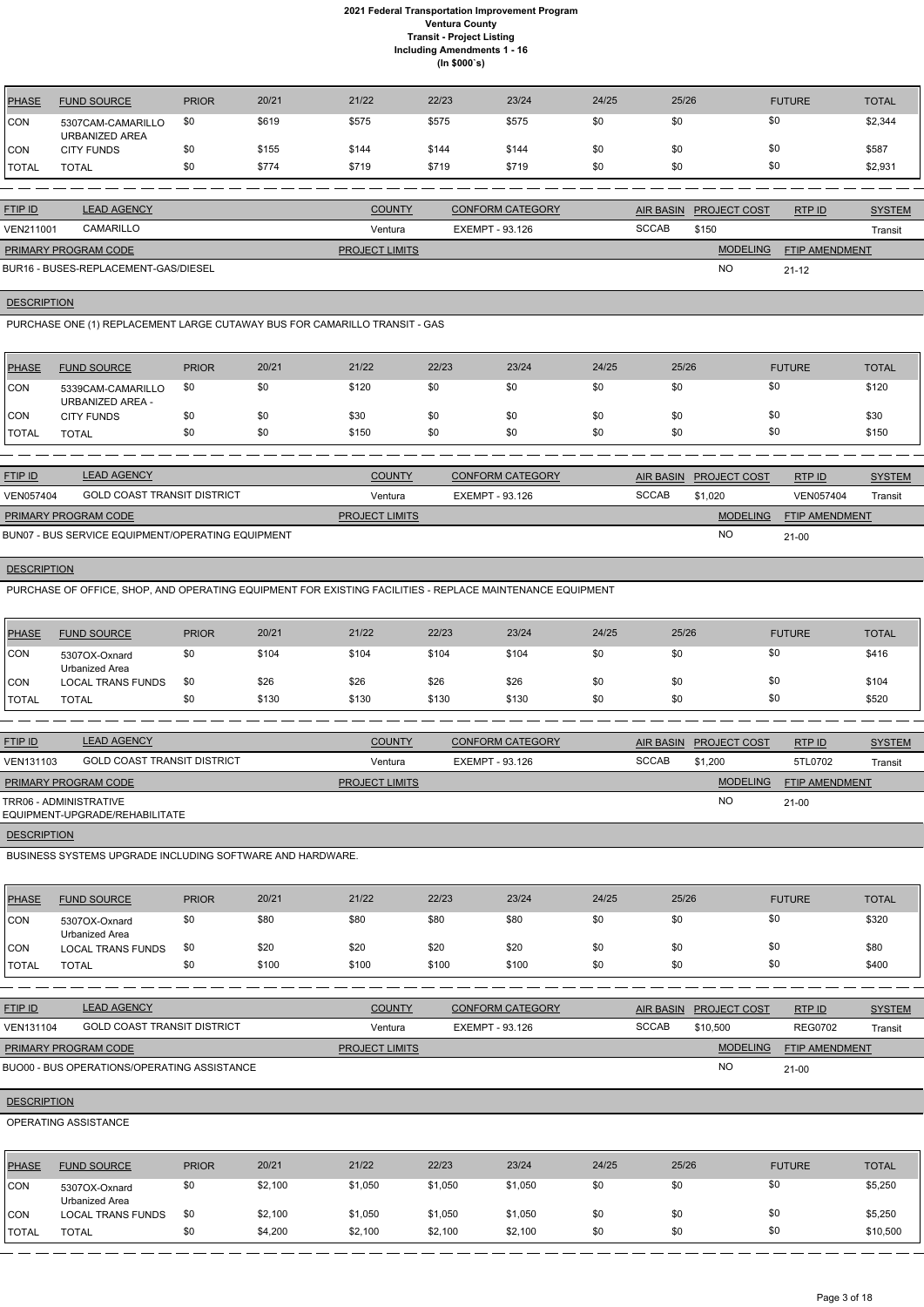# 2021 Federal Transportation Improvement Program
## Ventura County
### Transit - Project Listing
### Including Amendments 1 - 16
### (In $000`s)

| PHASE | FUND SOURCE | PRIOR | 20/21 | 21/22 | 22/23 | 23/24 | 24/25 | 25/26 | FUTURE | TOTAL |
|---|---|---|---|---|---|---|---|---|---|---|
| CON | 5307CAM-CAMARILLO URBANIZED AREA | $0 | $619 | $575 | $575 | $575 | $0 | $0 | $0 | $2,344 |
| CON | CITY FUNDS | $0 | $155 | $144 | $144 | $144 | $0 | $0 | $0 | $587 |
| TOTAL | TOTAL | $0 | $774 | $719 | $719 | $719 | $0 | $0 | $0 | $2,931 |

| FTIP ID | LEAD AGENCY | COUNTY | CONFORM CATEGORY | AIR BASIN | PROJECT COST | RTP ID | SYSTEM |
|---|---|---|---|---|---|---|---|
| VEN211001 | CAMARILLO | Ventura | EXEMPT - 93.126 | SCCAB | $150 | | Transit |

| PRIMARY PROGRAM CODE | PROJECT LIMITS | MODELING | FTIP AMENDMENT |
|---|---|---|---|
| BUR16 - BUSES-REPLACEMENT-GAS/DIESEL | | NO | 21-12 |

**DESCRIPTION**

PURCHASE ONE (1) REPLACEMENT LARGE CUTAWAY BUS FOR CAMARILLO TRANSIT - GAS

| PHASE | FUND SOURCE | PRIOR | 20/21 | 21/22 | 22/23 | 23/24 | 24/25 | 25/26 | FUTURE | TOTAL |
|---|---|---|---|---|---|---|---|---|---|---|
| CON | 5339CAM-CAMARILLO URBANIZED AREA - | $0 | $0 | $120 | $0 | $0 | $0 | $0 | $0 | $120 |
| CON | CITY FUNDS | $0 | $0 | $30 | $0 | $0 | $0 | $0 | $0 | $30 |
| TOTAL | TOTAL | $0 | $0 | $150 | $0 | $0 | $0 | $0 | $0 | $150 |

| FTIP ID | LEAD AGENCY | COUNTY | CONFORM CATEGORY | AIR BASIN | PROJECT COST | RTP ID | SYSTEM |
|---|---|---|---|---|---|---|---|
| VEN057404 | GOLD COAST TRANSIT DISTRICT | Ventura | EXEMPT - 93.126 | SCCAB | $1,020 | VEN057404 | Transit |

| PRIMARY PROGRAM CODE | PROJECT LIMITS | MODELING | FTIP AMENDMENT |
|---|---|---|---|
| BUN07 - BUS SERVICE EQUIPMENT/OPERATING EQUIPMENT | | NO | 21-00 |

**DESCRIPTION**

PURCHASE OF OFFICE, SHOP, AND OPERATING EQUIPMENT FOR EXISTING FACILITIES - REPLACE MAINTENANCE EQUIPMENT

| PHASE | FUND SOURCE | PRIOR | 20/21 | 21/22 | 22/23 | 23/24 | 24/25 | 25/26 | FUTURE | TOTAL |
|---|---|---|---|---|---|---|---|---|---|---|
| CON | 5307OX-Oxnard Urbanized Area | $0 | $104 | $104 | $104 | $104 | $0 | $0 | $0 | $416 |
| CON | LOCAL TRANS FUNDS | $0 | $26 | $26 | $26 | $26 | $0 | $0 | $0 | $104 |
| TOTAL | TOTAL | $0 | $130 | $130 | $130 | $130 | $0 | $0 | $0 | $520 |

| FTIP ID | LEAD AGENCY | COUNTY | CONFORM CATEGORY | AIR BASIN | PROJECT COST | RTP ID | SYSTEM |
|---|---|---|---|---|---|---|---|
| VEN131103 | GOLD COAST TRANSIT DISTRICT | Ventura | EXEMPT - 93.126 | SCCAB | $1,200 | 5TL0702 | Transit |

| PRIMARY PROGRAM CODE | PROJECT LIMITS | MODELING | FTIP AMENDMENT |
|---|---|---|---|
| TRR06 - ADMINISTRATIVE EQUIPMENT-UPGRADE/REHABILITATE | | NO | 21-00 |

**DESCRIPTION**

BUSINESS SYSTEMS UPGRADE INCLUDING SOFTWARE AND HARDWARE.

| PHASE | FUND SOURCE | PRIOR | 20/21 | 21/22 | 22/23 | 23/24 | 24/25 | 25/26 | FUTURE | TOTAL |
|---|---|---|---|---|---|---|---|---|---|---|
| CON | 5307OX-Oxnard Urbanized Area | $0 | $80 | $80 | $80 | $80 | $0 | $0 | $0 | $320 |
| CON | LOCAL TRANS FUNDS | $0 | $20 | $20 | $20 | $20 | $0 | $0 | $0 | $80 |
| TOTAL | TOTAL | $0 | $100 | $100 | $100 | $100 | $0 | $0 | $0 | $400 |

| FTIP ID | LEAD AGENCY | COUNTY | CONFORM CATEGORY | AIR BASIN | PROJECT COST | RTP ID | SYSTEM |
|---|---|---|---|---|---|---|---|
| VEN131104 | GOLD COAST TRANSIT DISTRICT | Ventura | EXEMPT - 93.126 | SCCAB | $10,500 | REG0702 | Transit |

| PRIMARY PROGRAM CODE | PROJECT LIMITS | MODELING | FTIP AMENDMENT |
|---|---|---|---|
| BUO00 - BUS OPERATIONS/OPERATING ASSISTANCE | | NO | 21-00 |

**DESCRIPTION**

OPERATING ASSISTANCE

| PHASE | FUND SOURCE | PRIOR | 20/21 | 21/22 | 22/23 | 23/24 | 24/25 | 25/26 | FUTURE | TOTAL |
|---|---|---|---|---|---|---|---|---|---|---|
| CON | 5307OX-Oxnard Urbanized Area | $0 | $2,100 | $1,050 | $1,050 | $1,050 | $0 | $0 | $0 | $5,250 |
| CON | LOCAL TRANS FUNDS | $0 | $2,100 | $1,050 | $1,050 | $1,050 | $0 | $0 | $0 | $5,250 |
| TOTAL | TOTAL | $0 | $4,200 | $2,100 | $2,100 | $2,100 | $0 | $0 | $0 | $10,500 |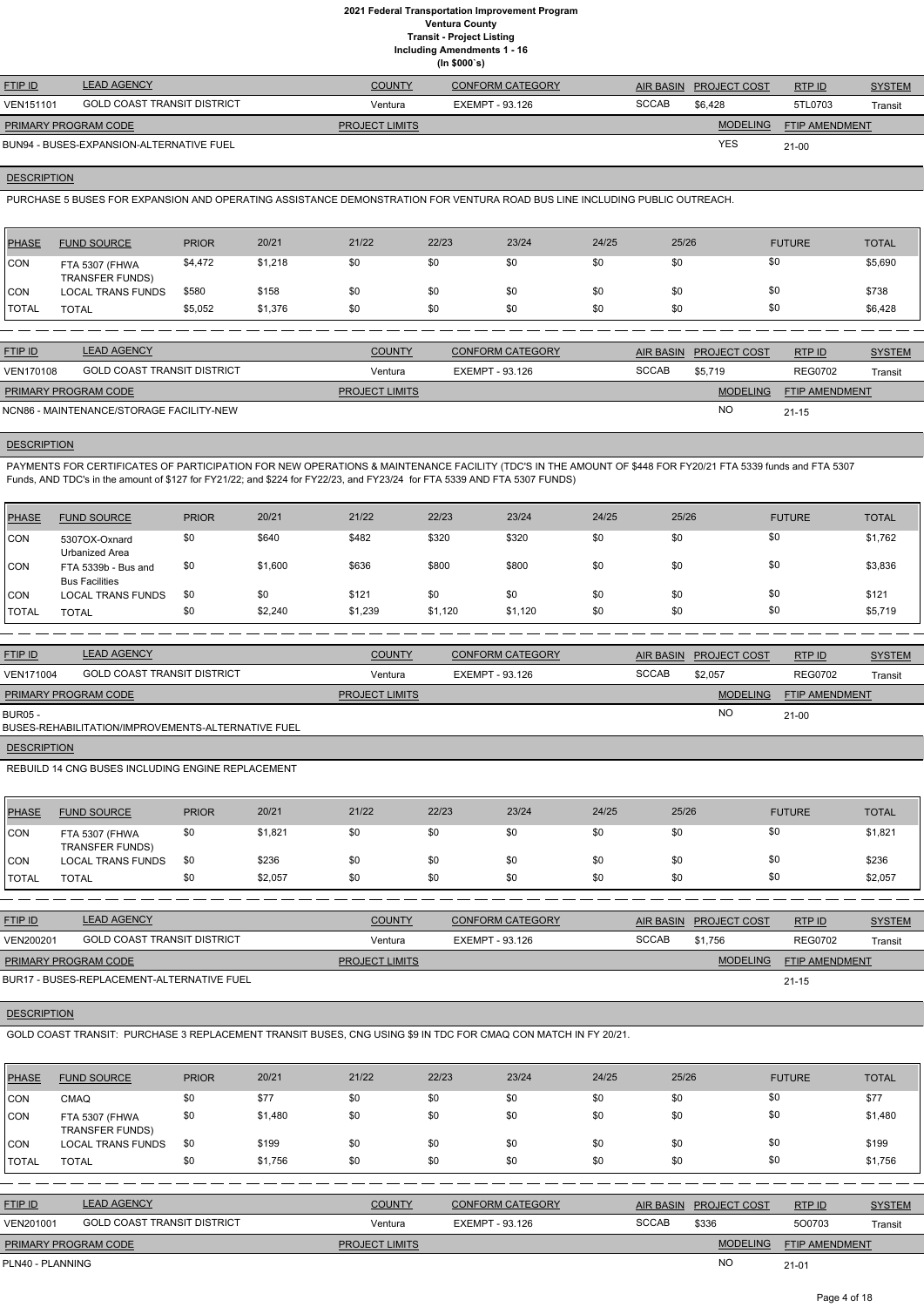# 2021 Federal Transportation Improvement Program
## Ventura County
### Transit - Project Listing
#### Including Amendments 1 - 16
(In $000`s)

| FTIP ID | LEAD AGENCY | COUNTY | CONFORM CATEGORY | AIR BASIN | PROJECT COST | RTP ID | SYSTEM |
|---|---|---|---|---|---|---|---|
| VEN151101 | GOLD COAST TRANSIT DISTRICT | Ventura | EXEMPT - 93.126 | SCCAB | $6,428 | 5TL0703 | Transit |

| PRIMARY PROGRAM CODE | PROJECT LIMITS | MODELING | FTIP AMENDMENT |
|---|---|---|---|
| BUN94 - BUSES-EXPANSION-ALTERNATIVE FUEL | | YES | 21-00 |

**DESCRIPTION**

PURCHASE 5 BUSES FOR EXPANSION AND OPERATING ASSISTANCE DEMONSTRATION FOR VENTURA ROAD BUS LINE INCLUDING PUBLIC OUTREACH.

| PHASE | FUND SOURCE | PRIOR | 20/21 | 21/22 | 22/23 | 23/24 | 24/25 | 25/26 | FUTURE | TOTAL |
|---|---|---|---|---|---|---|---|---|---|---|
| CON | FTA 5307 (FHWA TRANSFER FUNDS) | $4,472 | $1,218 | $0 | $0 | $0 | $0 | $0 | $0 | $5,690 |
| CON | LOCAL TRANS FUNDS | $580 | $158 | $0 | $0 | $0 | $0 | $0 | $0 | $738 |
| TOTAL | TOTAL | $5,052 | $1,376 | $0 | $0 | $0 | $0 | $0 | $0 | $6,428 |

| FTIP ID | LEAD AGENCY | COUNTY | CONFORM CATEGORY | AIR BASIN | PROJECT COST | RTP ID | SYSTEM |
|---|---|---|---|---|---|---|---|
| VEN170108 | GOLD COAST TRANSIT DISTRICT | Ventura | EXEMPT - 93.126 | SCCAB | $5,719 | REG0702 | Transit |

| PRIMARY PROGRAM CODE | PROJECT LIMITS | MODELING | FTIP AMENDMENT |
|---|---|---|---|
| NCN86 - MAINTENANCE/STORAGE FACILITY-NEW | | NO | 21-15 |

**DESCRIPTION**

PAYMENTS FOR CERTIFICATES OF PARTICIPATION FOR NEW OPERATIONS & MAINTENANCE FACILITY (TDC'S IN THE AMOUNT OF $448 FOR FY20/21 FTA 5339 funds and FTA 5307 Funds, AND TDC's in the amount of $127 for FY21/22; and $224 for FY22/23, and FY23/24 for FTA 5339 AND FTA 5307 FUNDS)

| PHASE | FUND SOURCE | PRIOR | 20/21 | 21/22 | 22/23 | 23/24 | 24/25 | 25/26 | FUTURE | TOTAL |
|---|---|---|---|---|---|---|---|---|---|---|
| CON | 5307OX-Oxnard Urbanized Area | $0 | $640 | $482 | $320 | $320 | $0 | $0 | $0 | $1,762 |
| CON | FTA 5339b - Bus and Bus Facilities | $0 | $1,600 | $636 | $800 | $800 | $0 | $0 | $0 | $3,836 |
| CON | LOCAL TRANS FUNDS | $0 | $0 | $121 | $0 | $0 | $0 | $0 | $0 | $121 |
| TOTAL | TOTAL | $0 | $2,240 | $1,239 | $1,120 | $1,120 | $0 | $0 | $0 | $5,719 |

| FTIP ID | LEAD AGENCY | COUNTY | CONFORM CATEGORY | AIR BASIN | PROJECT COST | RTP ID | SYSTEM |
|---|---|---|---|---|---|---|---|
| VEN171004 | GOLD COAST TRANSIT DISTRICT | Ventura | EXEMPT - 93.126 | SCCAB | $2,057 | REG0702 | Transit |

| PRIMARY PROGRAM CODE | PROJECT LIMITS | MODELING | FTIP AMENDMENT |
|---|---|---|---|
| BUR05 - BUSES-REHABILITATION/IMPROVEMENTS-ALTERNATIVE FUEL | | NO | 21-00 |

**DESCRIPTION**

REBUILD 14 CNG BUSES INCLUDING ENGINE REPLACEMENT

| PHASE | FUND SOURCE | PRIOR | 20/21 | 21/22 | 22/23 | 23/24 | 24/25 | 25/26 | FUTURE | TOTAL |
|---|---|---|---|---|---|---|---|---|---|---|
| CON | FTA 5307 (FHWA TRANSFER FUNDS) | $0 | $1,821 | $0 | $0 | $0 | $0 | $0 | $0 | $1,821 |
| CON | LOCAL TRANS FUNDS | $0 | $236 | $0 | $0 | $0 | $0 | $0 | $0 | $236 |
| TOTAL | TOTAL | $0 | $2,057 | $0 | $0 | $0 | $0 | $0 | $0 | $2,057 |

| FTIP ID | LEAD AGENCY | COUNTY | CONFORM CATEGORY | AIR BASIN | PROJECT COST | RTP ID | SYSTEM |
|---|---|---|---|---|---|---|---|
| VEN200201 | GOLD COAST TRANSIT DISTRICT | Ventura | EXEMPT - 93.126 | SCCAB | $1,756 | REG0702 | Transit |

| PRIMARY PROGRAM CODE | PROJECT LIMITS | MODELING | FTIP AMENDMENT |
|---|---|---|---|
| BUR17 - BUSES-REPLACEMENT-ALTERNATIVE FUEL | | | 21-15 |

**DESCRIPTION**

GOLD COAST TRANSIT: PURCHASE 3 REPLACEMENT TRANSIT BUSES, CNG USING $9 IN TDC FOR CMAQ CON MATCH IN FY 20/21.

| PHASE | FUND SOURCE | PRIOR | 20/21 | 21/22 | 22/23 | 23/24 | 24/25 | 25/26 | FUTURE | TOTAL |
|---|---|---|---|---|---|---|---|---|---|---|
| CON | CMAQ | $0 | $77 | $0 | $0 | $0 | $0 | $0 | $0 | $77 |
| CON | FTA 5307 (FHWA TRANSFER FUNDS) | $0 | $1,480 | $0 | $0 | $0 | $0 | $0 | $0 | $1,480 |
| CON | LOCAL TRANS FUNDS | $0 | $199 | $0 | $0 | $0 | $0 | $0 | $0 | $199 |
| TOTAL | TOTAL | $0 | $1,756 | $0 | $0 | $0 | $0 | $0 | $0 | $1,756 |

| FTIP ID | LEAD AGENCY | COUNTY | CONFORM CATEGORY | AIR BASIN | PROJECT COST | RTP ID | SYSTEM |
|---|---|---|---|---|---|---|---|
| VEN201001 | GOLD COAST TRANSIT DISTRICT | Ventura | EXEMPT - 93.126 | SCCAB | $336 | 5O0703 | Transit |

| PRIMARY PROGRAM CODE | PROJECT LIMITS | MODELING | FTIP AMENDMENT |
|---|---|---|---|
| PLN40 - PLANNING | | NO | 21-01 |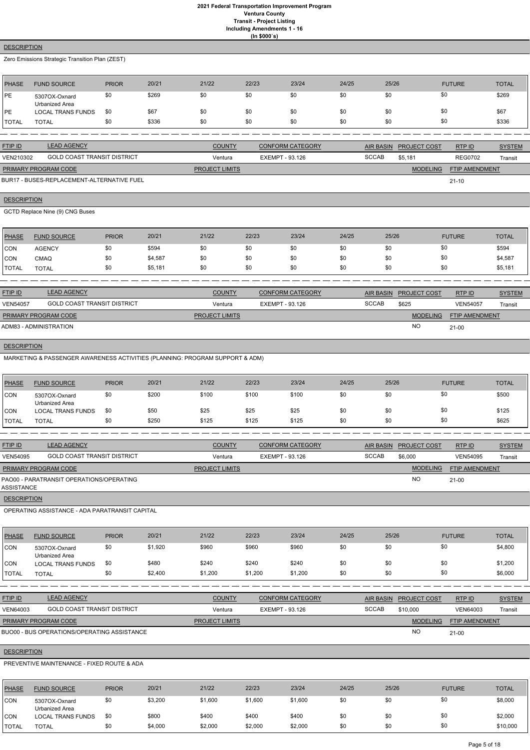**DESCRIPTION**

Zero Emissions Strategic Transition Plan (ZEST)

| PHASE | FUND SOURCE | PRIOR | 20/21 | 21/22 | 22/23 | 23/24 | 24/25 | 25/26 | FUTURE | TOTAL |
|---|---|---|---|---|---|---|---|---|---|---|
| PE | 5307OX-Oxnard Urbanized Area | $0 | $269 | $0 | $0 | $0 | $0 | $0 | $0 | $269 |
| PE | LOCAL TRANS FUNDS | $0 | $67 | $0 | $0 | $0 | $0 | $0 | $0 | $67 |
| TOTAL | TOTAL | $0 | $336 | $0 | $0 | $0 | $0 | $0 | $0 | $336 |

| FTIP ID | LEAD AGENCY | COUNTY | CONFORM CATEGORY | AIR BASIN | PROJECT COST | RTP ID | SYSTEM |
|---|---|---|---|---|---|---|---|
| VEN210302 | GOLD COAST TRANSIT DISTRICT | Ventura | EXEMPT - 93.126 | SCCAB | $5,181 | REG0702 | Transit |

| PRIMARY PROGRAM CODE | PROJECT LIMITS | MODELING | FTIP AMENDMENT |
|---|---|---|---|
| BUR17 - BUSES-REPLACEMENT-ALTERNATIVE FUEL | | | 21-10 |

**DESCRIPTION**

GCTD Replace Nine (9) CNG Buses

| PHASE | FUND SOURCE | PRIOR | 20/21 | 21/22 | 22/23 | 23/24 | 24/25 | 25/26 | FUTURE | TOTAL |
|---|---|---|---|---|---|---|---|---|---|---|
| CON | AGENCY | $0 | $594 | $0 | $0 | $0 | $0 | $0 | $0 | $594 |
| CON | CMAQ | $0 | $4,587 | $0 | $0 | $0 | $0 | $0 | $0 | $4,587 |
| TOTAL | TOTAL | $0 | $5,181 | $0 | $0 | $0 | $0 | $0 | $0 | $5,181 |

| FTIP ID | LEAD AGENCY | COUNTY | CONFORM CATEGORY | AIR BASIN | PROJECT COST | RTP ID | SYSTEM |
|---|---|---|---|---|---|---|---|
| VEN54057 | GOLD COAST TRANSIT DISTRICT | Ventura | EXEMPT - 93.126 | SCCAB | $625 | VEN54057 | Transit |

| PRIMARY PROGRAM CODE | PROJECT LIMITS | MODELING | FTIP AMENDMENT |
|---|---|---|---|
| ADM83 - ADMINISTRATION | | NO | 21-00 |

**DESCRIPTION**

MARKETING & PASSENGER AWARENESS ACTIVITIES (PLANNING: PROGRAM SUPPORT & ADM)

| PHASE | FUND SOURCE | PRIOR | 20/21 | 21/22 | 22/23 | 23/24 | 24/25 | 25/26 | FUTURE | TOTAL |
|---|---|---|---|---|---|---|---|---|---|---|
| CON | 5307OX-Oxnard Urbanized Area | $0 | $200 | $100 | $100 | $100 | $0 | $0 | $0 | $500 |
| CON | LOCAL TRANS FUNDS | $0 | $50 | $25 | $25 | $25 | $0 | $0 | $0 | $125 |
| TOTAL | TOTAL | $0 | $250 | $125 | $125 | $125 | $0 | $0 | $0 | $625 |

| FTIP ID | LEAD AGENCY | COUNTY | CONFORM CATEGORY | AIR BASIN | PROJECT COST | RTP ID | SYSTEM |
|---|---|---|---|---|---|---|---|
| VEN54095 | GOLD COAST TRANSIT DISTRICT | Ventura | EXEMPT - 93.126 | SCCAB | $6,000 | VEN54095 | Transit |

| PRIMARY PROGRAM CODE | PROJECT LIMITS | MODELING | FTIP AMENDMENT |
|---|---|---|---|
| PAO00 - PARATRANSIT OPERATIONS/OPERATING ASSISTANCE | | NO | 21-00 |

**DESCRIPTION**

OPERATING ASSISTANCE - ADA PARATRANSIT CAPITAL

| PHASE | FUND SOURCE | PRIOR | 20/21 | 21/22 | 22/23 | 23/24 | 24/25 | 25/26 | FUTURE | TOTAL |
|---|---|---|---|---|---|---|---|---|---|---|
| CON | 5307OX-Oxnard Urbanized Area | $0 | $1,920 | $960 | $960 | $960 | $0 | $0 | $0 | $4,800 |
| CON | LOCAL TRANS FUNDS | $0 | $480 | $240 | $240 | $240 | $0 | $0 | $0 | $1,200 |
| TOTAL | TOTAL | $0 | $2,400 | $1,200 | $1,200 | $1,200 | $0 | $0 | $0 | $6,000 |

| FTIP ID | LEAD AGENCY | COUNTY | CONFORM CATEGORY | AIR BASIN | PROJECT COST | RTP ID | SYSTEM |
|---|---|---|---|---|---|---|---|
| VEN64003 | GOLD COAST TRANSIT DISTRICT | Ventura | EXEMPT - 93.126 | SCCAB | $10,000 | VEN64003 | Transit |

| PRIMARY PROGRAM CODE | PROJECT LIMITS | MODELING | FTIP AMENDMENT |
|---|---|---|---|
| BUO00 - BUS OPERATIONS/OPERATING ASSISTANCE | | NO | 21-00 |

**DESCRIPTION**

PREVENTIVE MAINTENANCE - FIXED ROUTE & ADA

| PHASE | FUND SOURCE | PRIOR | 20/21 | 21/22 | 22/23 | 23/24 | 24/25 | 25/26 | FUTURE | TOTAL |
|---|---|---|---|---|---|---|---|---|---|---|
| CON | 5307OX-Oxnard Urbanized Area | $0 | $3,200 | $1,600 | $1,600 | $1,600 | $0 | $0 | $0 | $8,000 |
| CON | LOCAL TRANS FUNDS | $0 | $800 | $400 | $400 | $400 | $0 | $0 | $0 | $2,000 |
| TOTAL | TOTAL | $0 | $4,000 | $2,000 | $2,000 | $2,000 | $0 | $0 | $0 | $10,000 |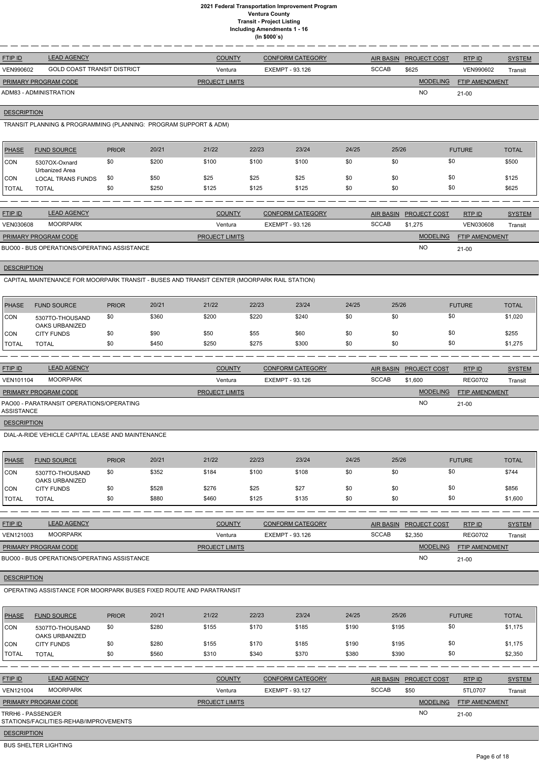# 2021 Federal Transportation Improvement Program
## Ventura County
### Transit - Project Listing
#### Including Amendments 1 - 16
#### (In $000`s)

| FTIP ID | LEAD AGENCY | COUNTY | CONFORM CATEGORY | AIR BASIN | PROJECT COST | RTP ID | SYSTEM |
|---|---|---|---|---|---|---|---|
| VEN990602 | GOLD COAST TRANSIT DISTRICT | Ventura | EXEMPT - 93.126 | SCCAB | $625 | VEN990602 | Transit |

| PRIMARY PROGRAM CODE | PROJECT LIMITS | MODELING | FTIP AMENDMENT |
|---|---|---|---|
| ADM83 - ADMINISTRATION | | NO | 21-00 |

**DESCRIPTION**

TRANSIT PLANNING & PROGRAMMING (PLANNING: PROGRAM SUPPORT & ADM)

| PHASE | FUND SOURCE | PRIOR | 20/21 | 21/22 | 22/23 | 23/24 | 24/25 | 25/26 | FUTURE | TOTAL |
|---|---|---|---|---|---|---|---|---|---|---|
| CON | 5307OX-Oxnard Urbanized Area | $0 | $200 | $100 | $100 | $100 | $0 | $0 | $0 | $500 |
| CON | LOCAL TRANS FUNDS | $0 | $50 | $25 | $25 | $25 | $0 | $0 | $0 | $125 |
| TOTAL | TOTAL | $0 | $250 | $125 | $125 | $125 | $0 | $0 | $0 | $625 |

| FTIP ID | LEAD AGENCY | COUNTY | CONFORM CATEGORY | AIR BASIN | PROJECT COST | RTP ID | SYSTEM |
|---|---|---|---|---|---|---|---|
| VEN030608 | MOORPARK | Ventura | EXEMPT - 93.126 | SCCAB | $1,275 | VEN030608 | Transit |

| PRIMARY PROGRAM CODE | PROJECT LIMITS | MODELING | FTIP AMENDMENT |
|---|---|---|---|
| BUO00 - BUS OPERATIONS/OPERATING ASSISTANCE | | NO | 21-00 |

**DESCRIPTION**

CAPITAL MAINTENANCE FOR MOORPARK TRANSIT - BUSES AND TRANSIT CENTER (MOORPARK RAIL STATION)

| PHASE | FUND SOURCE | PRIOR | 20/21 | 21/22 | 22/23 | 23/24 | 24/25 | 25/26 | FUTURE | TOTAL |
|---|---|---|---|---|---|---|---|---|---|---|
| CON | 5307TO-THOUSAND OAKS URBANIZED | $0 | $360 | $200 | $220 | $240 | $0 | $0 | $0 | $1,020 |
| CON | CITY FUNDS | $0 | $90 | $50 | $55 | $60 | $0 | $0 | $0 | $255 |
| TOTAL | TOTAL | $0 | $450 | $250 | $275 | $300 | $0 | $0 | $0 | $1,275 |

| FTIP ID | LEAD AGENCY | COUNTY | CONFORM CATEGORY | AIR BASIN | PROJECT COST | RTP ID | SYSTEM |
|---|---|---|---|---|---|---|---|
| VEN101104 | MOORPARK | Ventura | EXEMPT - 93.126 | SCCAB | $1,600 | REG0702 | Transit |

| PRIMARY PROGRAM CODE | PROJECT LIMITS | MODELING | FTIP AMENDMENT |
|---|---|---|---|
| PAO00 - PARATRANSIT OPERATIONS/OPERATING ASSISTANCE | | NO | 21-00 |

**DESCRIPTION**

DIAL-A-RIDE VEHICLE CAPITAL LEASE AND MAINTENANCE

| PHASE | FUND SOURCE | PRIOR | 20/21 | 21/22 | 22/23 | 23/24 | 24/25 | 25/26 | FUTURE | TOTAL |
|---|---|---|---|---|---|---|---|---|---|---|
| CON | 5307TO-THOUSAND OAKS URBANIZED | $0 | $352 | $184 | $100 | $108 | $0 | $0 | $0 | $744 |
| CON | CITY FUNDS | $0 | $528 | $276 | $25 | $27 | $0 | $0 | $0 | $856 |
| TOTAL | TOTAL | $0 | $880 | $460 | $125 | $135 | $0 | $0 | $0 | $1,600 |

| FTIP ID | LEAD AGENCY | COUNTY | CONFORM CATEGORY | AIR BASIN | PROJECT COST | RTP ID | SYSTEM |
|---|---|---|---|---|---|---|---|
| VEN121003 | MOORPARK | Ventura | EXEMPT - 93.126 | SCCAB | $2,350 | REG0702 | Transit |

| PRIMARY PROGRAM CODE | PROJECT LIMITS | MODELING | FTIP AMENDMENT |
|---|---|---|---|
| BUO00 - BUS OPERATIONS/OPERATING ASSISTANCE | | NO | 21-00 |

**DESCRIPTION**

OPERATING ASSISTANCE FOR MOORPARK BUSES FIXED ROUTE AND PARATRANSIT

| PHASE | FUND SOURCE | PRIOR | 20/21 | 21/22 | 22/23 | 23/24 | 24/25 | 25/26 | FUTURE | TOTAL |
|---|---|---|---|---|---|---|---|---|---|---|
| CON | 5307TO-THOUSAND OAKS URBANIZED | $0 | $280 | $155 | $170 | $185 | $190 | $195 | $0 | $1,175 |
| CON | CITY FUNDS | $0 | $280 | $155 | $170 | $185 | $190 | $195 | $0 | $1,175 |
| TOTAL | TOTAL | $0 | $560 | $310 | $340 | $370 | $380 | $390 | $0 | $2,350 |

| FTIP ID | LEAD AGENCY | COUNTY | CONFORM CATEGORY | AIR BASIN | PROJECT COST | RTP ID | SYSTEM |
|---|---|---|---|---|---|---|---|
| VEN121004 | MOORPARK | Ventura | EXEMPT - 93.127 | SCCAB | $50 | 5TL0707 | Transit |

| PRIMARY PROGRAM CODE | PROJECT LIMITS | MODELING | FTIP AMENDMENT |
|---|---|---|---|
| TRRH6 - PASSENGER STATIONS/FACILITIES-REHAB/IMPROVEMENTS | | NO | 21-00 |

**DESCRIPTION**

BUS SHELTER LIGHTING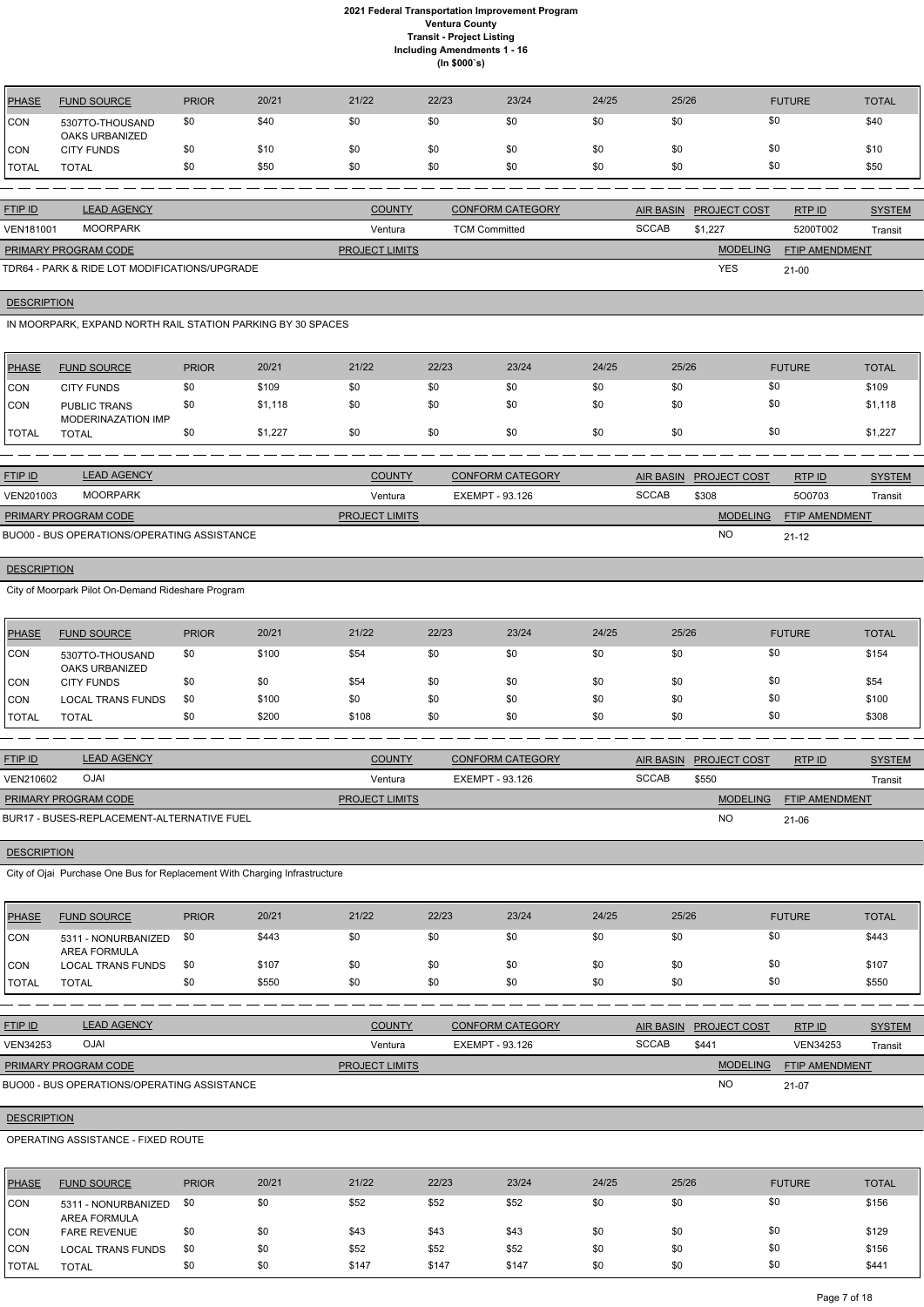# 2021 Federal Transportation Improvement Program
## Ventura County
### Transit - Project Listing
#### Including Amendments 1 - 16
#### (In $000`s)

| PHASE | FUND SOURCE | PRIOR | 20/21 | 21/22 | 22/23 | 23/24 | 24/25 | 25/26 | FUTURE | TOTAL |
|---|---|---|---|---|---|---|---|---|---|---|
| CON | 5307TO-THOUSAND OAKS URBANIZED | $0 | $40 | $0 | $0 | $0 | $0 | $0 | $0 | $40 |
| CON | CITY FUNDS | $0 | $10 | $0 | $0 | $0 | $0 | $0 | $0 | $10 |
| TOTAL | TOTAL | $0 | $50 | $0 | $0 | $0 | $0 | $0 | $0 | $50 |

| FTIP ID | LEAD AGENCY | COUNTY | CONFORM CATEGORY | AIR BASIN | PROJECT COST | RTP ID | SYSTEM |
|---|---|---|---|---|---|---|---|
| VEN181001 | MOORPARK | Ventura | TCM Committed | SCCAB | $1,227 | 5200T002 | Transit |

| PRIMARY PROGRAM CODE | PROJECT LIMITS | MODELING | FTIP AMENDMENT |
|---|---|---|---|
| TDR64 - PARK & RIDE LOT MODIFICATIONS/UPGRADE | | YES | 21-00 |

**DESCRIPTION**

IN MOORPARK, EXPAND NORTH RAIL STATION PARKING BY 30 SPACES

| PHASE | FUND SOURCE | PRIOR | 20/21 | 21/22 | 22/23 | 23/24 | 24/25 | 25/26 | FUTURE | TOTAL |
|---|---|---|---|---|---|---|---|---|---|---|
| CON | CITY FUNDS | $0 | $109 | $0 | $0 | $0 | $0 | $0 | $0 | $109 |
| CON | PUBLIC TRANS MODERINAZATION IMP | $0 | $1,118 | $0 | $0 | $0 | $0 | $0 | $0 | $1,118 |
| TOTAL | TOTAL | $0 | $1,227 | $0 | $0 | $0 | $0 | $0 | $0 | $1,227 |

| FTIP ID | LEAD AGENCY | COUNTY | CONFORM CATEGORY | AIR BASIN | PROJECT COST | RTP ID | SYSTEM |
|---|---|---|---|---|---|---|---|
| VEN201003 | MOORPARK | Ventura | EXEMPT - 93.126 | SCCAB | $308 | 5O0703 | Transit |

| PRIMARY PROGRAM CODE | PROJECT LIMITS | MODELING | FTIP AMENDMENT |
|---|---|---|---|
| BUO00 - BUS OPERATIONS/OPERATING ASSISTANCE | | NO | 21-12 |

**DESCRIPTION**

City of Moorpark Pilot On-Demand Rideshare Program

| PHASE | FUND SOURCE | PRIOR | 20/21 | 21/22 | 22/23 | 23/24 | 24/25 | 25/26 | FUTURE | TOTAL |
|---|---|---|---|---|---|---|---|---|---|---|
| CON | 5307TO-THOUSAND OAKS URBANIZED | $0 | $100 | $54 | $0 | $0 | $0 | $0 | $0 | $154 |
| CON | CITY FUNDS | $0 | $0 | $54 | $0 | $0 | $0 | $0 | $0 | $54 |
| CON | LOCAL TRANS FUNDS | $0 | $100 | $0 | $0 | $0 | $0 | $0 | $0 | $100 |
| TOTAL | TOTAL | $0 | $200 | $108 | $0 | $0 | $0 | $0 | $0 | $308 |

| FTIP ID | LEAD AGENCY | COUNTY | CONFORM CATEGORY | AIR BASIN | PROJECT COST | RTP ID | SYSTEM |
|---|---|---|---|---|---|---|---|
| VEN210602 | OJAI | Ventura | EXEMPT - 93.126 | SCCAB | $550 | | Transit |

| PRIMARY PROGRAM CODE | PROJECT LIMITS | MODELING | FTIP AMENDMENT |
|---|---|---|---|
| BUR17 - BUSES-REPLACEMENT-ALTERNATIVE FUEL | | NO | 21-06 |

**DESCRIPTION**

City of Ojai Purchase One Bus for Replacement With Charging Infrastructure

| PHASE | FUND SOURCE | PRIOR | 20/21 | 21/22 | 22/23 | 23/24 | 24/25 | 25/26 | FUTURE | TOTAL |
|---|---|---|---|---|---|---|---|---|---|---|
| CON | 5311 - NONURBANIZED AREA FORMULA | $0 | $443 | $0 | $0 | $0 | $0 | $0 | $0 | $443 |
| CON | LOCAL TRANS FUNDS | $0 | $107 | $0 | $0 | $0 | $0 | $0 | $0 | $107 |
| TOTAL | TOTAL | $0 | $550 | $0 | $0 | $0 | $0 | $0 | $0 | $550 |

| FTIP ID | LEAD AGENCY | COUNTY | CONFORM CATEGORY | AIR BASIN | PROJECT COST | RTP ID | SYSTEM |
|---|---|---|---|---|---|---|---|
| VEN34253 | OJAI | Ventura | EXEMPT - 93.126 | SCCAB | $441 | VEN34253 | Transit |

| PRIMARY PROGRAM CODE | PROJECT LIMITS | MODELING | FTIP AMENDMENT |
|---|---|---|---|
| BUO00 - BUS OPERATIONS/OPERATING ASSISTANCE | | NO | 21-07 |

**DESCRIPTION**

OPERATING ASSISTANCE - FIXED ROUTE

| PHASE | FUND SOURCE | PRIOR | 20/21 | 21/22 | 22/23 | 23/24 | 24/25 | 25/26 | FUTURE | TOTAL |
|---|---|---|---|---|---|---|---|---|---|---|
| CON | 5311 - NONURBANIZED AREA FORMULA | $0 | $0 | $52 | $52 | $52 | $0 | $0 | $0 | $156 |
| CON | FARE REVENUE | $0 | $0 | $43 | $43 | $43 | $0 | $0 | $0 | $129 |
| CON | LOCAL TRANS FUNDS | $0 | $0 | $52 | $52 | $52 | $0 | $0 | $0 | $156 |
| TOTAL | TOTAL | $0 | $0 | $147 | $147 | $147 | $0 | $0 | $0 | $441 |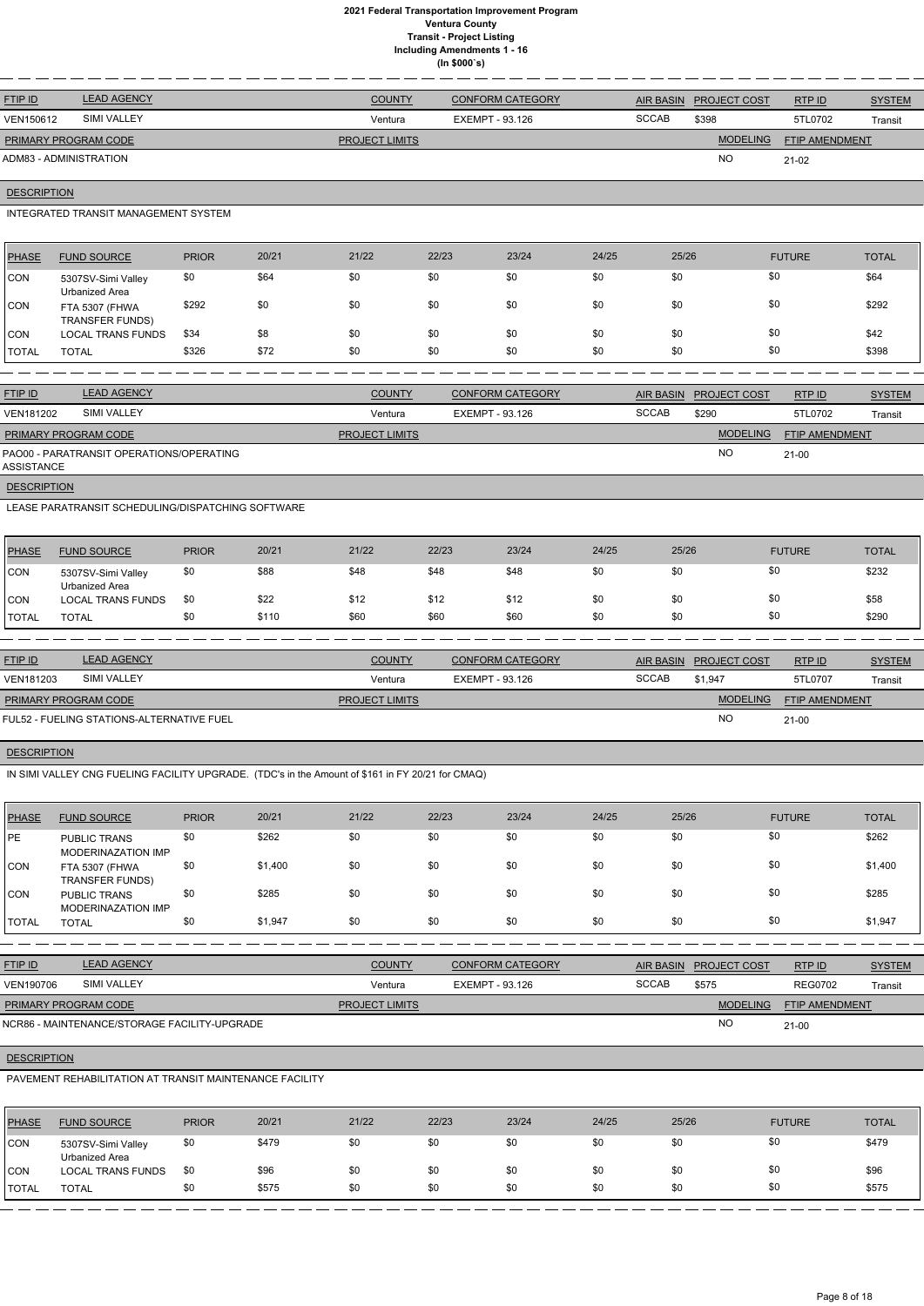# 2021 Federal Transportation Improvement Program
## Ventura County
### Transit - Project Listing
### Including Amendments 1 - 16
### (In $000`s)

| FTIP ID | LEAD AGENCY | COUNTY | CONFORM CATEGORY | AIR BASIN | PROJECT COST | RTP ID | SYSTEM |
|---|---|---|---|---|---|---|---|
| VEN150612 | SIMI VALLEY | Ventura | EXEMPT - 93.126 | SCCAB | $398 | 5TL0702 | Transit |

| PRIMARY PROGRAM CODE | PROJECT LIMITS | MODELING | FTIP AMENDMENT |
|---|---|---|---|
| ADM83 - ADMINISTRATION | | NO | 21-02 |

**DESCRIPTION**

INTEGRATED TRANSIT MANAGEMENT SYSTEM

| PHASE | FUND SOURCE | PRIOR | 20/21 | 21/22 | 22/23 | 23/24 | 24/25 | 25/26 | FUTURE | TOTAL |
|---|---|---|---|---|---|---|---|---|---|---|
| CON | 5307SV-Simi Valley Urbanized Area | $0 | $64 | $0 | $0 | $0 | $0 | $0 | $0 | $64 |
| CON | FTA 5307 (FHWA TRANSFER FUNDS) | $292 | $0 | $0 | $0 | $0 | $0 | $0 | $0 | $292 |
| CON | LOCAL TRANS FUNDS | $34 | $8 | $0 | $0 | $0 | $0 | $0 | $0 | $42 |
| TOTAL | TOTAL | $326 | $72 | $0 | $0 | $0 | $0 | $0 | $0 | $398 |

| FTIP ID | LEAD AGENCY | COUNTY | CONFORM CATEGORY | AIR BASIN | PROJECT COST | RTP ID | SYSTEM |
|---|---|---|---|---|---|---|---|
| VEN181202 | SIMI VALLEY | Ventura | EXEMPT - 93.126 | SCCAB | $290 | 5TL0702 | Transit |

| PRIMARY PROGRAM CODE | PROJECT LIMITS | MODELING | FTIP AMENDMENT |
|---|---|---|---|
| PAO00 - PARATRANSIT OPERATIONS/OPERATING ASSISTANCE | | NO | 21-00 |

**DESCRIPTION**

LEASE PARATRANSIT SCHEDULING/DISPATCHING SOFTWARE

| PHASE | FUND SOURCE | PRIOR | 20/21 | 21/22 | 22/23 | 23/24 | 24/25 | 25/26 | FUTURE | TOTAL |
|---|---|---|---|---|---|---|---|---|---|---|
| CON | 5307SV-Simi Valley Urbanized Area | $0 | $88 | $48 | $48 | $48 | $0 | $0 | $0 | $232 |
| CON | LOCAL TRANS FUNDS | $0 | $22 | $12 | $12 | $12 | $0 | $0 | $0 | $58 |
| TOTAL | TOTAL | $0 | $110 | $60 | $60 | $60 | $0 | $0 | $0 | $290 |

| FTIP ID | LEAD AGENCY | COUNTY | CONFORM CATEGORY | AIR BASIN | PROJECT COST | RTP ID | SYSTEM |
|---|---|---|---|---|---|---|---|
| VEN181203 | SIMI VALLEY | Ventura | EXEMPT - 93.126 | SCCAB | $1,947 | 5TL0707 | Transit |

| PRIMARY PROGRAM CODE | PROJECT LIMITS | MODELING | FTIP AMENDMENT |
|---|---|---|---|
| FUL52 - FUELING STATIONS-ALTERNATIVE FUEL | | NO | 21-00 |

**DESCRIPTION**

IN SIMI VALLEY CNG FUELING FACILITY UPGRADE. (TDC's in the Amount of $161 in FY 20/21 for CMAQ)

| PHASE | FUND SOURCE | PRIOR | 20/21 | 21/22 | 22/23 | 23/24 | 24/25 | 25/26 | FUTURE | TOTAL |
|---|---|---|---|---|---|---|---|---|---|---|
| PE | PUBLIC TRANS MODERINAZATION IMP | $0 | $262 | $0 | $0 | $0 | $0 | $0 | $0 | $262 |
| CON | FTA 5307 (FHWA TRANSFER FUNDS) | $0 | $1,400 | $0 | $0 | $0 | $0 | $0 | $0 | $1,400 |
| CON | PUBLIC TRANS MODERINAZATION IMP | $0 | $285 | $0 | $0 | $0 | $0 | $0 | $0 | $285 |
| TOTAL | TOTAL | $0 | $1,947 | $0 | $0 | $0 | $0 | $0 | $0 | $1,947 |

| FTIP ID | LEAD AGENCY | COUNTY | CONFORM CATEGORY | AIR BASIN | PROJECT COST | RTP ID | SYSTEM |
|---|---|---|---|---|---|---|---|
| VEN190706 | SIMI VALLEY | Ventura | EXEMPT - 93.126 | SCCAB | $575 | REG0702 | Transit |

| PRIMARY PROGRAM CODE | PROJECT LIMITS | MODELING | FTIP AMENDMENT |
|---|---|---|---|
| NCR86 - MAINTENANCE/STORAGE FACILITY-UPGRADE | | NO | 21-00 |

**DESCRIPTION**

PAVEMENT REHABILITATION AT TRANSIT MAINTENANCE FACILITY

| PHASE | FUND SOURCE | PRIOR | 20/21 | 21/22 | 22/23 | 23/24 | 24/25 | 25/26 | FUTURE | TOTAL |
|---|---|---|---|---|---|---|---|---|---|---|
| CON | 5307SV-Simi Valley Urbanized Area | $0 | $479 | $0 | $0 | $0 | $0 | $0 | $0 | $479 |
| CON | LOCAL TRANS FUNDS | $0 | $96 | $0 | $0 | $0 | $0 | $0 | $0 | $96 |
| TOTAL | TOTAL | $0 | $575 | $0 | $0 | $0 | $0 | $0 | $0 | $575 |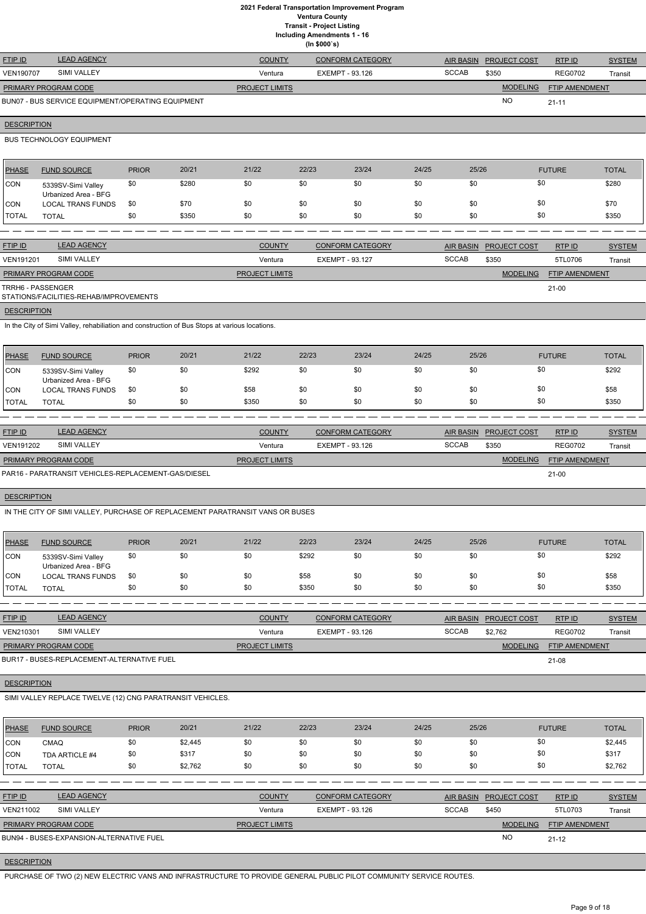# 2021 Federal Transportation Improvement Program
## Ventura County
### Transit - Project Listing
### Including Amendments 1 - 16
### (In $000`s)

| FTIP ID | LEAD AGENCY | COUNTY | CONFORM CATEGORY | AIR BASIN | PROJECT COST | RTP ID | SYSTEM |
|---|---|---|---|---|---|---|---|
| VEN190707 | SIMI VALLEY | Ventura | EXEMPT - 93.126 | SCCAB | $350 | REG0702 | Transit |

| PRIMARY PROGRAM CODE | PROJECT LIMITS | MODELING | FTIP AMENDMENT |
|---|---|---|---|
| BUN07 - BUS SERVICE EQUIPMENT/OPERATING EQUIPMENT | | NO | 21-11 |

**DESCRIPTION**

BUS TECHNOLOGY EQUIPMENT

| PHASE | FUND SOURCE | PRIOR | 20/21 | 21/22 | 22/23 | 23/24 | 24/25 | 25/26 | FUTURE | TOTAL |
|---|---|---|---|---|---|---|---|---|---|---|
| CON | 5339SV-Simi Valley Urbanized Area - BFG | $0 | $280 | $0 | $0 | $0 | $0 | $0 | $0 | $280 |
| CON | LOCAL TRANS FUNDS | $0 | $70 | $0 | $0 | $0 | $0 | $0 | $0 | $70 |
| TOTAL | TOTAL | $0 | $350 | $0 | $0 | $0 | $0 | $0 | $0 | $350 |

| FTIP ID | LEAD AGENCY | COUNTY | CONFORM CATEGORY | AIR BASIN | PROJECT COST | RTP ID | SYSTEM |
|---|---|---|---|---|---|---|---|
| VEN191201 | SIMI VALLEY | Ventura | EXEMPT - 93.127 | SCCAB | $350 | 5TL0706 | Transit |

| PRIMARY PROGRAM CODE | PROJECT LIMITS | MODELING | FTIP AMENDMENT |
|---|---|---|---|
| TRRH6 - PASSENGER STATIONS/FACILITIES-REHAB/IMPROVEMENTS | | | 21-00 |

**DESCRIPTION**

In the City of Simi Valley, rehabiliation and construction of Bus Stops at various locations.

| PHASE | FUND SOURCE | PRIOR | 20/21 | 21/22 | 22/23 | 23/24 | 24/25 | 25/26 | FUTURE | TOTAL |
|---|---|---|---|---|---|---|---|---|---|---|
| CON | 5339SV-Simi Valley Urbanized Area - BFG | $0 | $0 | $292 | $0 | $0 | $0 | $0 | $0 | $292 |
| CON | LOCAL TRANS FUNDS | $0 | $0 | $58 | $0 | $0 | $0 | $0 | $0 | $58 |
| TOTAL | TOTAL | $0 | $0 | $350 | $0 | $0 | $0 | $0 | $0 | $350 |

| FTIP ID | LEAD AGENCY | COUNTY | CONFORM CATEGORY | AIR BASIN | PROJECT COST | RTP ID | SYSTEM |
|---|---|---|---|---|---|---|---|
| VEN191202 | SIMI VALLEY | Ventura | EXEMPT - 93.126 | SCCAB | $350 | REG0702 | Transit |

| PRIMARY PROGRAM CODE | PROJECT LIMITS | MODELING | FTIP AMENDMENT |
|---|---|---|---|
| PAR16 - PARATRANSIT VEHICLES-REPLACEMENT-GAS/DIESEL | | | 21-00 |

**DESCRIPTION**

IN THE CITY OF SIMI VALLEY, PURCHASE OF REPLACEMENT PARATRANSIT VANS OR BUSES

| PHASE | FUND SOURCE | PRIOR | 20/21 | 21/22 | 22/23 | 23/24 | 24/25 | 25/26 | FUTURE | TOTAL |
|---|---|---|---|---|---|---|---|---|---|---|
| CON | 5339SV-Simi Valley Urbanized Area - BFG | $0 | $0 | $0 | $292 | $0 | $0 | $0 | $0 | $292 |
| CON | LOCAL TRANS FUNDS | $0 | $0 | $0 | $58 | $0 | $0 | $0 | $0 | $58 |
| TOTAL | TOTAL | $0 | $0 | $0 | $350 | $0 | $0 | $0 | $0 | $350 |

| FTIP ID | LEAD AGENCY | COUNTY | CONFORM CATEGORY | AIR BASIN | PROJECT COST | RTP ID | SYSTEM |
|---|---|---|---|---|---|---|---|
| VEN210301 | SIMI VALLEY | Ventura | EXEMPT - 93.126 | SCCAB | $2,762 | REG0702 | Transit |

| PRIMARY PROGRAM CODE | PROJECT LIMITS | MODELING | FTIP AMENDMENT |
|---|---|---|---|
| BUR17 - BUSES-REPLACEMENT-ALTERNATIVE FUEL | | | 21-08 |

**DESCRIPTION**

SIMI VALLEY REPLACE TWELVE (12) CNG PARATRANSIT VEHICLES.

| PHASE | FUND SOURCE | PRIOR | 20/21 | 21/22 | 22/23 | 23/24 | 24/25 | 25/26 | FUTURE | TOTAL |
|---|---|---|---|---|---|---|---|---|---|---|
| CON | CMAQ | $0 | $2,445 | $0 | $0 | $0 | $0 | $0 | $0 | $2,445 |
| CON | TDA ARTICLE #4 | $0 | $317 | $0 | $0 | $0 | $0 | $0 | $0 | $317 |
| TOTAL | TOTAL | $0 | $2,762 | $0 | $0 | $0 | $0 | $0 | $0 | $2,762 |

| FTIP ID | LEAD AGENCY | COUNTY | CONFORM CATEGORY | AIR BASIN | PROJECT COST | RTP ID | SYSTEM |
|---|---|---|---|---|---|---|---|
| VEN211002 | SIMI VALLEY | Ventura | EXEMPT - 93.126 | SCCAB | $450 | 5TL0703 | Transit |

| PRIMARY PROGRAM CODE | PROJECT LIMITS | MODELING | FTIP AMENDMENT |
|---|---|---|---|
| BUN94 - BUSES-EXPANSION-ALTERNATIVE FUEL | | NO | 21-12 |

**DESCRIPTION**

PURCHASE OF TWO (2) NEW ELECTRIC VANS AND INFRASTRUCTURE TO PROVIDE GENERAL PUBLIC PILOT COMMUNITY SERVICE ROUTES.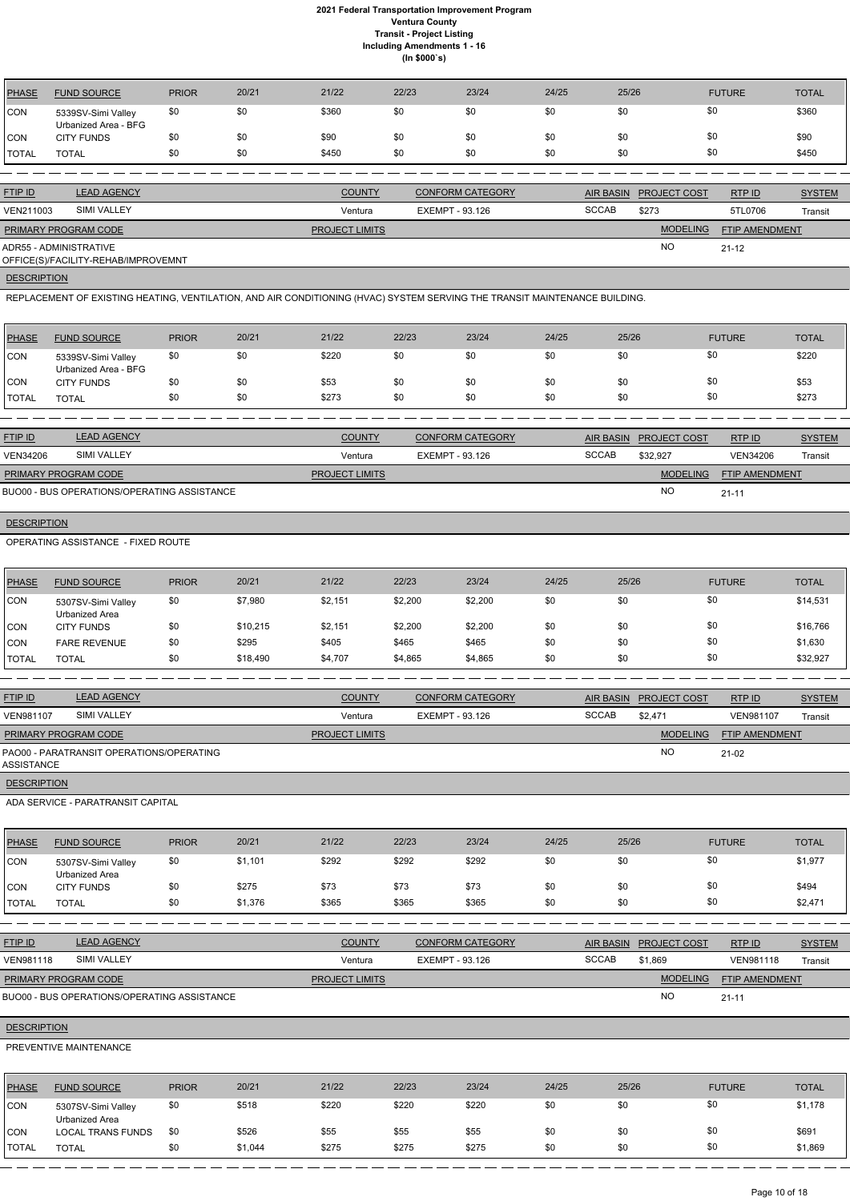# 2021 Federal Transportation Improvement Program
## Ventura County
## Transit - Project Listing
## Including Amendments 1 - 16
## (In $000`s)

| PHASE | FUND SOURCE | PRIOR | 20/21 | 21/22 | 22/23 | 23/24 | 24/25 | 25/26 | FUTURE | TOTAL |
|---|---|---|---|---|---|---|---|---|---|---|
| CON | 5339SV-Simi Valley Urbanized Area - BFG | $0 | $0 | $360 | $0 | $0 | $0 | $0 | $0 | $360 |
| CON | CITY FUNDS | $0 | $0 | $90 | $0 | $0 | $0 | $0 | $0 | $90 |
| TOTAL | TOTAL | $0 | $0 | $450 | $0 | $0 | $0 | $0 | $0 | $450 |

| FTIP ID | LEAD AGENCY | COUNTY | CONFORM CATEGORY | AIR BASIN | PROJECT COST | RTP ID | SYSTEM |
|---|---|---|---|---|---|---|---|
| VEN211003 | SIMI VALLEY | Ventura | EXEMPT - 93.126 | SCCAB | $273 | 5TL0706 | Transit |

| PRIMARY PROGRAM CODE | PROJECT LIMITS | MODELING | FTIP AMENDMENT |
|---|---|---|---|
| ADR55 - ADMINISTRATIVE OFFICE(S)/FACILITY-REHAB/IMPROVEMNT | | NO | 21-12 |

**DESCRIPTION**

REPLACEMENT OF EXISTING HEATING, VENTILATION, AND AIR CONDITIONING (HVAC) SYSTEM SERVING THE TRANSIT MAINTENANCE BUILDING.

| PHASE | FUND SOURCE | PRIOR | 20/21 | 21/22 | 22/23 | 23/24 | 24/25 | 25/26 | FUTURE | TOTAL |
|---|---|---|---|---|---|---|---|---|---|---|
| CON | 5339SV-Simi Valley Urbanized Area - BFG | $0 | $0 | $220 | $0 | $0 | $0 | $0 | $0 | $220 |
| CON | CITY FUNDS | $0 | $0 | $53 | $0 | $0 | $0 | $0 | $0 | $53 |
| TOTAL | TOTAL | $0 | $0 | $273 | $0 | $0 | $0 | $0 | $0 | $273 |

| FTIP ID | LEAD AGENCY | COUNTY | CONFORM CATEGORY | AIR BASIN | PROJECT COST | RTP ID | SYSTEM |
|---|---|---|---|---|---|---|---|
| VEN34206 | SIMI VALLEY | Ventura | EXEMPT - 93.126 | SCCAB | $32,927 | VEN34206 | Transit |

| PRIMARY PROGRAM CODE | PROJECT LIMITS | MODELING | FTIP AMENDMENT |
|---|---|---|---|
| BUO00 - BUS OPERATIONS/OPERATING ASSISTANCE | | NO | 21-11 |

**DESCRIPTION**

OPERATING ASSISTANCE - FIXED ROUTE

| PHASE | FUND SOURCE | PRIOR | 20/21 | 21/22 | 22/23 | 23/24 | 24/25 | 25/26 | FUTURE | TOTAL |
|---|---|---|---|---|---|---|---|---|---|---|
| CON | 5307SV-Simi Valley Urbanized Area | $0 | $7,980 | $2,151 | $2,200 | $2,200 | $0 | $0 | $0 | $14,531 |
| CON | CITY FUNDS | $0 | $10,215 | $2,151 | $2,200 | $2,200 | $0 | $0 | $0 | $16,766 |
| CON | FARE REVENUE | $0 | $295 | $405 | $465 | $465 | $0 | $0 | $0 | $1,630 |
| TOTAL | TOTAL | $0 | $18,490 | $4,707 | $4,865 | $4,865 | $0 | $0 | $0 | $32,927 |

| FTIP ID | LEAD AGENCY | COUNTY | CONFORM CATEGORY | AIR BASIN | PROJECT COST | RTP ID | SYSTEM |
|---|---|---|---|---|---|---|---|
| VEN981107 | SIMI VALLEY | Ventura | EXEMPT - 93.126 | SCCAB | $2,471 | VEN981107 | Transit |

| PRIMARY PROGRAM CODE | PROJECT LIMITS | MODELING | FTIP AMENDMENT |
|---|---|---|---|
| PAO00 - PARATRANSIT OPERATIONS/OPERATING ASSISTANCE | | NO | 21-02 |

**DESCRIPTION**

ADA SERVICE - PARATRANSIT CAPITAL

| PHASE | FUND SOURCE | PRIOR | 20/21 | 21/22 | 22/23 | 23/24 | 24/25 | 25/26 | FUTURE | TOTAL |
|---|---|---|---|---|---|---|---|---|---|---|
| CON | 5307SV-Simi Valley Urbanized Area | $0 | $1,101 | $292 | $292 | $292 | $0 | $0 | $0 | $1,977 |
| CON | CITY FUNDS | $0 | $275 | $73 | $73 | $73 | $0 | $0 | $0 | $494 |
| TOTAL | TOTAL | $0 | $1,376 | $365 | $365 | $365 | $0 | $0 | $0 | $2,471 |

| FTIP ID | LEAD AGENCY | COUNTY | CONFORM CATEGORY | AIR BASIN | PROJECT COST | RTP ID | SYSTEM |
|---|---|---|---|---|---|---|---|
| VEN981118 | SIMI VALLEY | Ventura | EXEMPT - 93.126 | SCCAB | $1,869 | VEN981118 | Transit |

| PRIMARY PROGRAM CODE | PROJECT LIMITS | MODELING | FTIP AMENDMENT |
|---|---|---|---|
| BUO00 - BUS OPERATIONS/OPERATING ASSISTANCE | | NO | 21-11 |

**DESCRIPTION**

PREVENTIVE MAINTENANCE

| PHASE | FUND SOURCE | PRIOR | 20/21 | 21/22 | 22/23 | 23/24 | 24/25 | 25/26 | FUTURE | TOTAL |
|---|---|---|---|---|---|---|---|---|---|---|
| CON | 5307SV-Simi Valley Urbanized Area | $0 | $518 | $220 | $220 | $220 | $0 | $0 | $0 | $1,178 |
| CON | LOCAL TRANS FUNDS | $0 | $526 | $55 | $55 | $55 | $0 | $0 | $0 | $691 |
| TOTAL | TOTAL | $0 | $1,044 | $275 | $275 | $275 | $0 | $0 | $0 | $1,869 |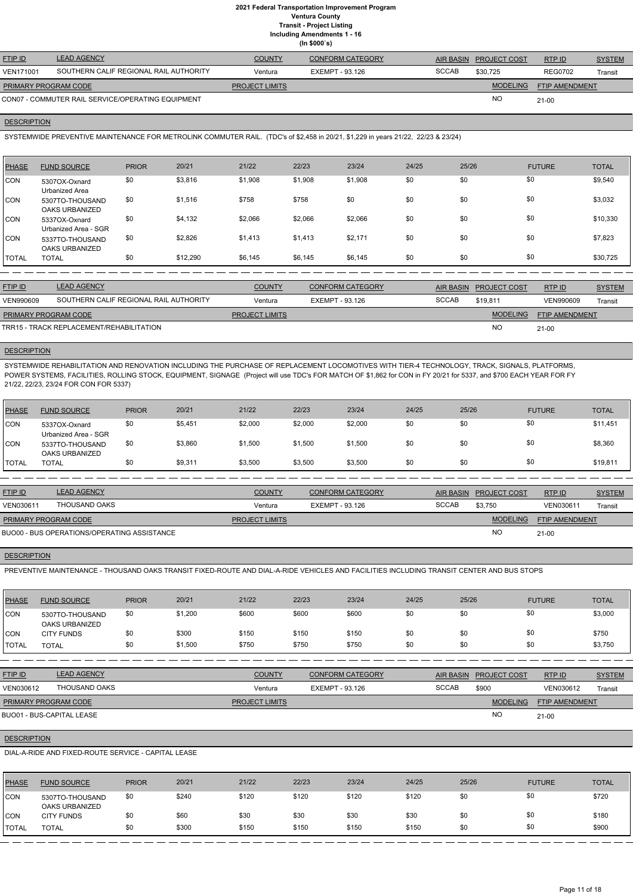# 2021 Federal Transportation Improvement Program
## Ventura County
## Transit - Project Listing
## Including Amendments 1 - 16
## (In $000`s)

| FTIP ID | LEAD AGENCY | COUNTY | CONFORM CATEGORY | AIR BASIN | PROJECT COST | RTP ID | SYSTEM |
|---|---|---|---|---|---|---|---|
| VEN171001 | SOUTHERN CALIF REGIONAL RAIL AUTHORITY | Ventura | EXEMPT - 93.126 | SCCAB | $30,725 | REG0702 | Transit |

| PRIMARY PROGRAM CODE | PROJECT LIMITS | MODELING | FTIP AMENDMENT |
|---|---|---|---|
| CON07 - COMMUTER RAIL SERVICE/OPERATING EQUIPMENT | | NO | 21-00 |

**DESCRIPTION**

SYSTEMWIDE PREVENTIVE MAINTENANCE FOR METROLINK COMMUTER RAIL. (TDC's of $2,458 in 20/21, $1,229 in years 21/22, 22/23 & 23/24)

| PHASE | FUND SOURCE | PRIOR | 20/21 | 21/22 | 22/23 | 23/24 | 24/25 | 25/26 | FUTURE | TOTAL |
|---|---|---|---|---|---|---|---|---|---|---|
| CON | 5307OX-Oxnard Urbanized Area | $0 | $3,816 | $1,908 | $1,908 | $1,908 | $0 | $0 | $0 | $9,540 |
| CON | 5307TO-THOUSAND OAKS URBANIZED | $0 | $1,516 | $758 | $758 | $0 | $0 | $0 | $0 | $3,032 |
| CON | 5337OX-Oxnard Urbanized Area - SGR | $0 | $4,132 | $2,066 | $2,066 | $2,066 | $0 | $0 | $0 | $10,330 |
| CON | 5337TO-THOUSAND OAKS URBANIZED | $0 | $2,826 | $1,413 | $1,413 | $2,171 | $0 | $0 | $0 | $7,823 |
| TOTAL | TOTAL | $0 | $12,290 | $6,145 | $6,145 | $6,145 | $0 | $0 | $0 | $30,725 |

| FTIP ID | LEAD AGENCY | COUNTY | CONFORM CATEGORY | AIR BASIN | PROJECT COST | RTP ID | SYSTEM |
|---|---|---|---|---|---|---|---|
| VEN990609 | SOUTHERN CALIF REGIONAL RAIL AUTHORITY | Ventura | EXEMPT - 93.126 | SCCAB | $19,811 | VEN990609 | Transit |

| PRIMARY PROGRAM CODE | PROJECT LIMITS | MODELING | FTIP AMENDMENT |
|---|---|---|---|
| TRR15 - TRACK REPLACEMENT/REHABILITATION | | NO | 21-00 |

**DESCRIPTION**

SYSTEMWIDE REHABILITATION AND RENOVATION INCLUDING THE PURCHASE OF REPLACEMENT LOCOMOTIVES WITH TIER-4 TECHNOLOGY, TRACK, SIGNALS, PLATFORMS, POWER SYSTEMS, FACILITIES, ROLLING STOCK, EQUIPMENT, SIGNAGE (Project will use TDC's FOR MATCH OF $1,862 for CON in FY 20/21 for 5337, and $700 EACH YEAR FOR FY 21/22, 22/23, 23/24 FOR CON FOR 5337)

| PHASE | FUND SOURCE | PRIOR | 20/21 | 21/22 | 22/23 | 23/24 | 24/25 | 25/26 | FUTURE | TOTAL |
|---|---|---|---|---|---|---|---|---|---|---|
| CON | 5337OX-Oxnard Urbanized Area - SGR | $0 | $5,451 | $2,000 | $2,000 | $2,000 | $0 | $0 | $0 | $11,451 |
| CON | 5337TO-THOUSAND OAKS URBANIZED | $0 | $3,860 | $1,500 | $1,500 | $1,500 | $0 | $0 | $0 | $8,360 |
| TOTAL | TOTAL | $0 | $9,311 | $3,500 | $3,500 | $3,500 | $0 | $0 | $0 | $19,811 |

| FTIP ID | LEAD AGENCY | COUNTY | CONFORM CATEGORY | AIR BASIN | PROJECT COST | RTP ID | SYSTEM |
|---|---|---|---|---|---|---|---|
| VEN030611 | THOUSAND OAKS | Ventura | EXEMPT - 93.126 | SCCAB | $3,750 | VEN030611 | Transit |

| PRIMARY PROGRAM CODE | PROJECT LIMITS | MODELING | FTIP AMENDMENT |
|---|---|---|---|
| BUO00 - BUS OPERATIONS/OPERATING ASSISTANCE | | NO | 21-00 |

**DESCRIPTION**

PREVENTIVE MAINTENANCE - THOUSAND OAKS TRANSIT FIXED-ROUTE AND DIAL-A-RIDE VEHICLES AND FACILITIES INCLUDING TRANSIT CENTER AND BUS STOPS

| PHASE | FUND SOURCE | PRIOR | 20/21 | 21/22 | 22/23 | 23/24 | 24/25 | 25/26 | FUTURE | TOTAL |
|---|---|---|---|---|---|---|---|---|---|---|
| CON | 5307TO-THOUSAND OAKS URBANIZED | $0 | $1,200 | $600 | $600 | $600 | $0 | $0 | $0 | $3,000 |
| CON | CITY FUNDS | $0 | $300 | $150 | $150 | $150 | $0 | $0 | $0 | $750 |
| TOTAL | TOTAL | $0 | $1,500 | $750 | $750 | $750 | $0 | $0 | $0 | $3,750 |

| FTIP ID | LEAD AGENCY | COUNTY | CONFORM CATEGORY | AIR BASIN | PROJECT COST | RTP ID | SYSTEM |
|---|---|---|---|---|---|---|---|
| VEN030612 | THOUSAND OAKS | Ventura | EXEMPT - 93.126 | SCCAB | $900 | VEN030612 | Transit |

| PRIMARY PROGRAM CODE | PROJECT LIMITS | MODELING | FTIP AMENDMENT |
|---|---|---|---|
| BUO01 - BUS-CAPITAL LEASE | | NO | 21-00 |

**DESCRIPTION**

DIAL-A-RIDE AND FIXED-ROUTE SERVICE - CAPITAL LEASE

| PHASE | FUND SOURCE | PRIOR | 20/21 | 21/22 | 22/23 | 23/24 | 24/25 | 25/26 | FUTURE | TOTAL |
|---|---|---|---|---|---|---|---|---|---|---|
| CON | 5307TO-THOUSAND OAKS URBANIZED | $0 | $240 | $120 | $120 | $120 | $120 | $0 | $0 | $720 |
| CON | CITY FUNDS | $0 | $60 | $30 | $30 | $30 | $30 | $0 | $0 | $180 |
| TOTAL | TOTAL | $0 | $300 | $150 | $150 | $150 | $150 | $0 | $0 | $900 |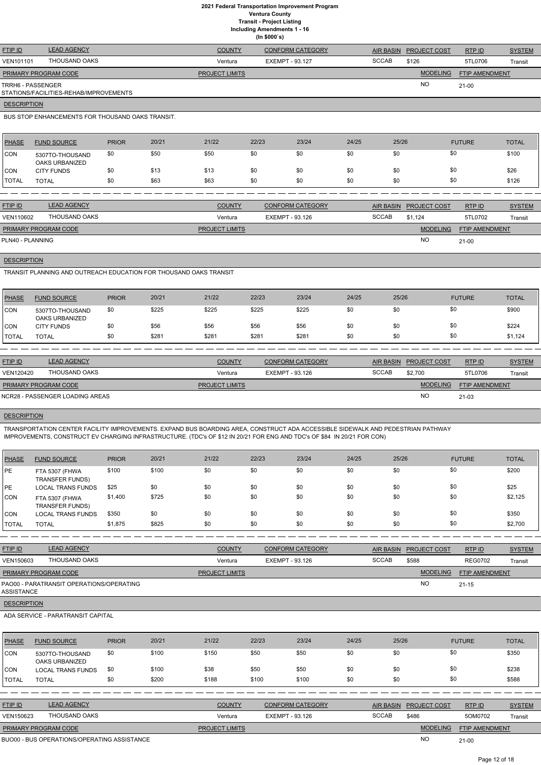# 2021 Federal Transportation Improvement Program
## Ventura County
### Transit - Project Listing
### Including Amendments 1 - 16
### (In $000`s)

| FTIP ID | LEAD AGENCY | COUNTY | CONFORM CATEGORY | AIR BASIN | PROJECT COST | RTP ID | SYSTEM |
|---|---|---|---|---|---|---|---|
| VEN101101 | THOUSAND OAKS | Ventura | EXEMPT - 93.127 | SCCAB | $126 | 5TL0706 | Transit |

| PRIMARY PROGRAM CODE | PROJECT LIMITS | MODELING | FTIP AMENDMENT |
|---|---|---|---|
| TRRH6 - PASSENGER STATIONS/FACILITIES-REHAB/IMPROVEMENTS | | NO | 21-00 |

**DESCRIPTION**

BUS STOP ENHANCEMENTS FOR THOUSAND OAKS TRANSIT.

| PHASE | FUND SOURCE | PRIOR | 20/21 | 21/22 | 22/23 | 23/24 | 24/25 | 25/26 | FUTURE | TOTAL |
|---|---|---|---|---|---|---|---|---|---|---|
| CON | 5307TO-THOUSAND OAKS URBANIZED | $0 | $50 | $50 | $0 | $0 | $0 | $0 | $0 | $100 |
| CON | CITY FUNDS | $0 | $13 | $13 | $0 | $0 | $0 | $0 | $0 | $26 |
| TOTAL | TOTAL | $0 | $63 | $63 | $0 | $0 | $0 | $0 | $0 | $126 |

| FTIP ID | LEAD AGENCY | COUNTY | CONFORM CATEGORY | AIR BASIN | PROJECT COST | RTP ID | SYSTEM |
|---|---|---|---|---|---|---|---|
| VEN110602 | THOUSAND OAKS | Ventura | EXEMPT - 93.126 | SCCAB | $1,124 | 5TL0702 | Transit |

| PRIMARY PROGRAM CODE | PROJECT LIMITS | MODELING | FTIP AMENDMENT |
|---|---|---|---|
| PLN40 - PLANNING | | NO | 21-00 |

**DESCRIPTION**

TRANSIT PLANNING AND OUTREACH EDUCATION FOR THOUSAND OAKS TRANSIT

| PHASE | FUND SOURCE | PRIOR | 20/21 | 21/22 | 22/23 | 23/24 | 24/25 | 25/26 | FUTURE | TOTAL |
|---|---|---|---|---|---|---|---|---|---|---|
| CON | 5307TO-THOUSAND OAKS URBANIZED | $0 | $225 | $225 | $225 | $225 | $0 | $0 | $0 | $900 |
| CON | CITY FUNDS | $0 | $56 | $56 | $56 | $56 | $0 | $0 | $0 | $224 |
| TOTAL | TOTAL | $0 | $281 | $281 | $281 | $281 | $0 | $0 | $0 | $1,124 |

| FTIP ID | LEAD AGENCY | COUNTY | CONFORM CATEGORY | AIR BASIN | PROJECT COST | RTP ID | SYSTEM |
|---|---|---|---|---|---|---|---|
| VEN120420 | THOUSAND OAKS | Ventura | EXEMPT - 93.126 | SCCAB | $2,700 | 5TL0706 | Transit |

| PRIMARY PROGRAM CODE | PROJECT LIMITS | MODELING | FTIP AMENDMENT |
|---|---|---|---|
| NCR28 - PASSENGER LOADING AREAS | | NO | 21-03 |

**DESCRIPTION**

TRANSPORTATION CENTER FACILITY IMPROVEMENTS. EXPAND BUS BOARDING AREA, CONSTRUCT ADA ACCESSIBLE SIDEWALK AND PEDESTRIAN PATHWAY IMPROVEMENTS, CONSTRUCT EV CHARGING INFRASTRUCTURE. (TDC's OF $12 IN 20/21 FOR ENG AND TDC's OF $84 IN 20/21 FOR CON)

| PHASE | FUND SOURCE | PRIOR | 20/21 | 21/22 | 22/23 | 23/24 | 24/25 | 25/26 | FUTURE | TOTAL |
|---|---|---|---|---|---|---|---|---|---|---|
| PE | FTA 5307 (FHWA TRANSFER FUNDS) | $100 | $100 | $0 | $0 | $0 | $0 | $0 | $0 | $200 |
| PE | LOCAL TRANS FUNDS | $25 | $0 | $0 | $0 | $0 | $0 | $0 | $0 | $25 |
| CON | FTA 5307 (FHWA TRANSFER FUNDS) | $1,400 | $725 | $0 | $0 | $0 | $0 | $0 | $0 | $2,125 |
| CON | LOCAL TRANS FUNDS | $350 | $0 | $0 | $0 | $0 | $0 | $0 | $0 | $350 |
| TOTAL | TOTAL | $1,875 | $825 | $0 | $0 | $0 | $0 | $0 | $0 | $2,700 |

| FTIP ID | LEAD AGENCY | COUNTY | CONFORM CATEGORY | AIR BASIN | PROJECT COST | RTP ID | SYSTEM |
|---|---|---|---|---|---|---|---|
| VEN150603 | THOUSAND OAKS | Ventura | EXEMPT - 93.126 | SCCAB | $588 | REG0702 | Transit |

| PRIMARY PROGRAM CODE | PROJECT LIMITS | MODELING | FTIP AMENDMENT |
|---|---|---|---|
| PAO00 - PARATRANSIT OPERATIONS/OPERATING ASSISTANCE | | NO | 21-15 |

**DESCRIPTION**

ADA SERVICE - PARATRANSIT CAPITAL

| PHASE | FUND SOURCE | PRIOR | 20/21 | 21/22 | 22/23 | 23/24 | 24/25 | 25/26 | FUTURE | TOTAL |
|---|---|---|---|---|---|---|---|---|---|---|
| CON | 5307TO-THOUSAND OAKS URBANIZED | $0 | $100 | $150 | $50 | $50 | $0 | $0 | $0 | $350 |
| CON | LOCAL TRANS FUNDS | $0 | $100 | $38 | $50 | $50 | $0 | $0 | $0 | $238 |
| TOTAL | TOTAL | $0 | $200 | $188 | $100 | $100 | $0 | $0 | $0 | $588 |

| FTIP ID | LEAD AGENCY | COUNTY | CONFORM CATEGORY | AIR BASIN | PROJECT COST | RTP ID | SYSTEM |
|---|---|---|---|---|---|---|---|
| VEN150623 | THOUSAND OAKS | Ventura | EXEMPT - 93.126 | SCCAB | $486 | 5OM0702 | Transit |

| PRIMARY PROGRAM CODE | PROJECT LIMITS | MODELING | FTIP AMENDMENT |
|---|---|---|---|
| BUO00 - BUS OPERATIONS/OPERATING ASSISTANCE | | NO | 21-00 |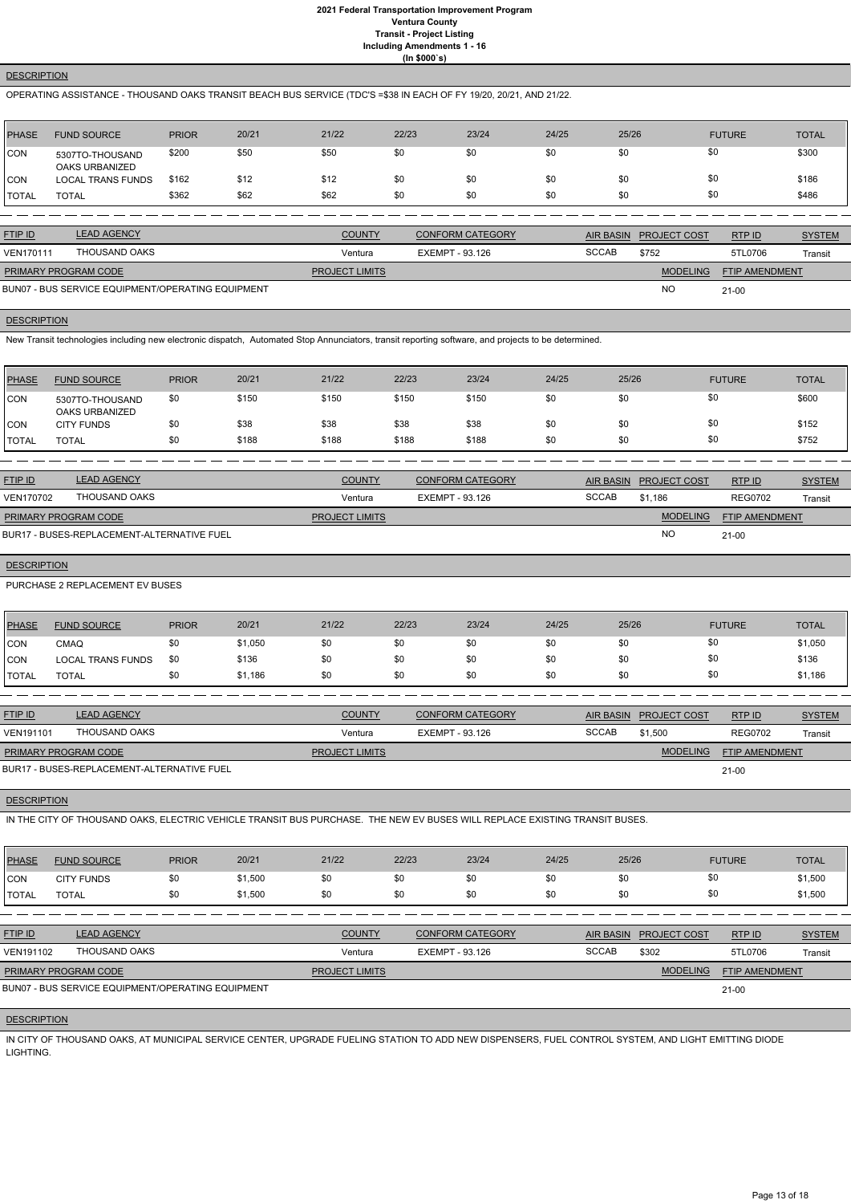**DESCRIPTION**

OPERATING ASSISTANCE - THOUSAND OAKS TRANSIT BEACH BUS SERVICE (TDC'S =$38 IN EACH OF FY 19/20, 20/21, AND 21/22.

| PHASE | FUND SOURCE | PRIOR | 20/21 | 21/22 | 22/23 | 23/24 | 24/25 | 25/26 | FUTURE | TOTAL |
|---|---|---|---|---|---|---|---|---|---|---|
| CON | 5307TO-THOUSAND OAKS URBANIZED | $200 | $50 | $50 | $0 | $0 | $0 | $0 | $0 | $300 |
| CON | LOCAL TRANS FUNDS | $162 | $12 | $12 | $0 | $0 | $0 | $0 | $0 | $186 |
| TOTAL | TOTAL | $362 | $62 | $62 | $0 | $0 | $0 | $0 | $0 | $486 |

| FTIP ID | LEAD AGENCY | COUNTY | CONFORM CATEGORY | AIR BASIN | PROJECT COST | RTP ID | SYSTEM |
|---|---|---|---|---|---|---|---|
| VEN170111 | THOUSAND OAKS | Ventura | EXEMPT - 93.126 | SCCAB | $752 | 5TL0706 | Transit |

| PRIMARY PROGRAM CODE | PROJECT LIMITS | MODELING | FTIP AMENDMENT |
|---|---|---|---|
| BUN07 - BUS SERVICE EQUIPMENT/OPERATING EQUIPMENT | | NO | 21-00 |

**DESCRIPTION**

New Transit technologies including new electronic dispatch, Automated Stop Annunciators, transit reporting software, and projects to be determined.

| PHASE | FUND SOURCE | PRIOR | 20/21 | 21/22 | 22/23 | 23/24 | 24/25 | 25/26 | FUTURE | TOTAL |
|---|---|---|---|---|---|---|---|---|---|---|
| CON | 5307TO-THOUSAND OAKS URBANIZED | $0 | $150 | $150 | $150 | $150 | $0 | $0 | $0 | $600 |
| CON | CITY FUNDS | $0 | $38 | $38 | $38 | $38 | $0 | $0 | $0 | $152 |
| TOTAL | TOTAL | $0 | $188 | $188 | $188 | $188 | $0 | $0 | $0 | $752 |

| FTIP ID | LEAD AGENCY | COUNTY | CONFORM CATEGORY | AIR BASIN | PROJECT COST | RTP ID | SYSTEM |
|---|---|---|---|---|---|---|---|
| VEN170702 | THOUSAND OAKS | Ventura | EXEMPT - 93.126 | SCCAB | $1,186 | REG0702 | Transit |

| PRIMARY PROGRAM CODE | PROJECT LIMITS | MODELING | FTIP AMENDMENT |
|---|---|---|---|
| BUR17 - BUSES-REPLACEMENT-ALTERNATIVE FUEL | | NO | 21-00 |

**DESCRIPTION**

PURCHASE 2 REPLACEMENT EV BUSES

| PHASE | FUND SOURCE | PRIOR | 20/21 | 21/22 | 22/23 | 23/24 | 24/25 | 25/26 | FUTURE | TOTAL |
|---|---|---|---|---|---|---|---|---|---|---|
| CON | CMAQ | $0 | $1,050 | $0 | $0 | $0 | $0 | $0 | $0 | $1,050 |
| CON | LOCAL TRANS FUNDS | $0 | $136 | $0 | $0 | $0 | $0 | $0 | $0 | $136 |
| TOTAL | TOTAL | $0 | $1,186 | $0 | $0 | $0 | $0 | $0 | $0 | $1,186 |

| FTIP ID | LEAD AGENCY | COUNTY | CONFORM CATEGORY | AIR BASIN | PROJECT COST | RTP ID | SYSTEM |
|---|---|---|---|---|---|---|---|
| VEN191101 | THOUSAND OAKS | Ventura | EXEMPT - 93.126 | SCCAB | $1,500 | REG0702 | Transit |

| PRIMARY PROGRAM CODE | PROJECT LIMITS | MODELING | FTIP AMENDMENT |
|---|---|---|---|
| BUR17 - BUSES-REPLACEMENT-ALTERNATIVE FUEL | | | 21-00 |

**DESCRIPTION**

IN THE CITY OF THOUSAND OAKS, ELECTRIC VEHICLE TRANSIT BUS PURCHASE. THE NEW EV BUSES WILL REPLACE EXISTING TRANSIT BUSES.

| PHASE | FUND SOURCE | PRIOR | 20/21 | 21/22 | 22/23 | 23/24 | 24/25 | 25/26 | FUTURE | TOTAL |
|---|---|---|---|---|---|---|---|---|---|---|
| CON | CITY FUNDS | $0 | $1,500 | $0 | $0 | $0 | $0 | $0 | $0 | $1,500 |
| TOTAL | TOTAL | $0 | $1,500 | $0 | $0 | $0 | $0 | $0 | $0 | $1,500 |

| FTIP ID | LEAD AGENCY | COUNTY | CONFORM CATEGORY | AIR BASIN | PROJECT COST | RTP ID | SYSTEM |
|---|---|---|---|---|---|---|---|
| VEN191102 | THOUSAND OAKS | Ventura | EXEMPT - 93.126 | SCCAB | $302 | 5TL0706 | Transit |

| PRIMARY PROGRAM CODE | PROJECT LIMITS | MODELING | FTIP AMENDMENT |
|---|---|---|---|
| BUN07 - BUS SERVICE EQUIPMENT/OPERATING EQUIPMENT | | | 21-00 |

**DESCRIPTION**

IN CITY OF THOUSAND OAKS, AT MUNICIPAL SERVICE CENTER, UPGRADE FUELING STATION TO ADD NEW DISPENSERS, FUEL CONTROL SYSTEM, AND LIGHT EMITTING DIODE LIGHTING.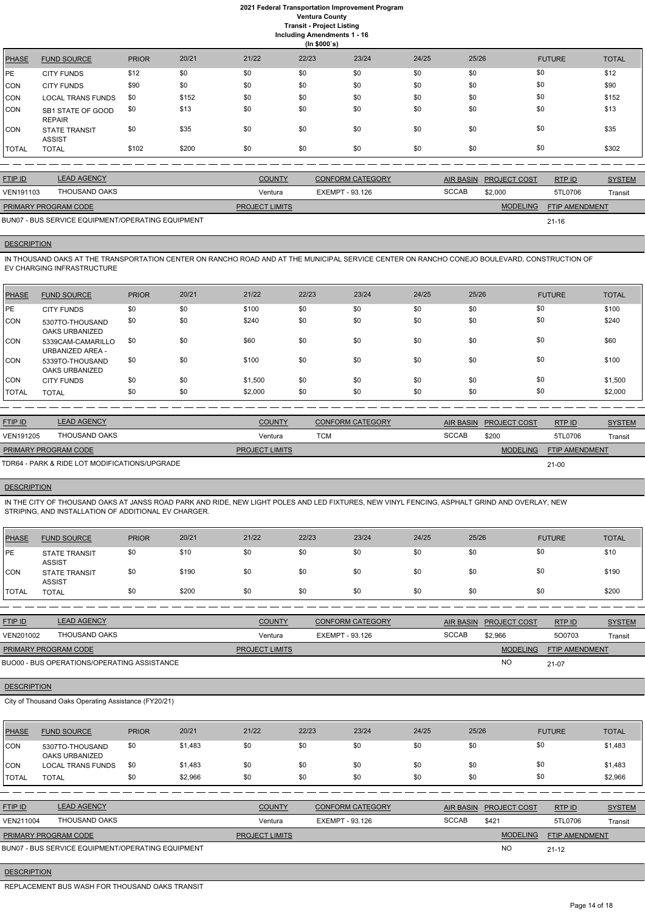# 2021 Federal Transportation Improvement Program
## Ventura County
### Transit - Project Listing
#### Including Amendments 1 - 16
(In $000`s)

| PHASE | FUND SOURCE | PRIOR | 20/21 | 21/22 | 22/23 | 23/24 | 24/25 | 25/26 | FUTURE | TOTAL |
|---|---|---|---|---|---|---|---|---|---|---|
| PE | CITY FUNDS | $12 | $0 | $0 | $0 | $0 | $0 | $0 | $0 | $12 |
| CON | CITY FUNDS | $90 | $0 | $0 | $0 | $0 | $0 | $0 | $0 | $90 |
| CON | LOCAL TRANS FUNDS | $0 | $152 | $0 | $0 | $0 | $0 | $0 | $0 | $152 |
| CON | SB1 STATE OF GOOD REPAIR | $0 | $13 | $0 | $0 | $0 | $0 | $0 | $0 | $13 |
| CON | STATE TRANSIT ASSIST | $0 | $35 | $0 | $0 | $0 | $0 | $0 | $0 | $35 |
| TOTAL | TOTAL | $102 | $200 | $0 | $0 | $0 | $0 | $0 | $0 | $302 |

| FTIP ID | LEAD AGENCY | COUNTY | CONFORM CATEGORY | AIR BASIN | PROJECT COST | RTP ID | SYSTEM |
|---|---|---|---|---|---|---|---|
| VEN191103 | THOUSAND OAKS | Ventura | EXEMPT - 93.126 | SCCAB | $2,000 | 5TL0706 | Transit |

| PRIMARY PROGRAM CODE | PROJECT LIMITS | MODELING | FTIP AMENDMENT |
|---|---|---|---|
| BUN07 - BUS SERVICE EQUIPMENT/OPERATING EQUIPMENT | | | 21-16 |

**DESCRIPTION**

IN THOUSAND OAKS AT THE TRANSPORTATION CENTER ON RANCHO ROAD AND AT THE MUNICIPAL SERVICE CENTER ON RANCHO CONEJO BOULEVARD, CONSTRUCTION OF EV CHARGING INFRASTRUCTURE

| PHASE | FUND SOURCE | PRIOR | 20/21 | 21/22 | 22/23 | 23/24 | 24/25 | 25/26 | FUTURE | TOTAL |
|---|---|---|---|---|---|---|---|---|---|---|
| PE | CITY FUNDS | $0 | $0 | $100 | $0 | $0 | $0 | $0 | $0 | $100 |
| CON | 5307TO-THOUSAND OAKS URBANIZED | $0 | $0 | $240 | $0 | $0 | $0 | $0 | $0 | $240 |
| CON | 5339CAM-CAMARILLO URBANIZED AREA - | $0 | $0 | $60 | $0 | $0 | $0 | $0 | $0 | $60 |
| CON | 5339TO-THOUSAND OAKS URBANIZED | $0 | $0 | $100 | $0 | $0 | $0 | $0 | $0 | $100 |
| CON | CITY FUNDS | $0 | $0 | $1,500 | $0 | $0 | $0 | $0 | $0 | $1,500 |
| TOTAL | TOTAL | $0 | $0 | $2,000 | $0 | $0 | $0 | $0 | $0 | $2,000 |

| FTIP ID | LEAD AGENCY | COUNTY | CONFORM CATEGORY | AIR BASIN | PROJECT COST | RTP ID | SYSTEM |
|---|---|---|---|---|---|---|---|
| VEN191205 | THOUSAND OAKS | Ventura | TCM | SCCAB | $200 | 5TL0706 | Transit |

| PRIMARY PROGRAM CODE | PROJECT LIMITS | MODELING | FTIP AMENDMENT |
|---|---|---|---|
| TDR64 - PARK & RIDE LOT MODIFICATIONS/UPGRADE | | | 21-00 |

**DESCRIPTION**

IN THE CITY OF THOUSAND OAKS AT JANSS ROAD PARK AND RIDE, NEW LIGHT POLES AND LED FIXTURES, NEW VINYL FENCING, ASPHALT GRIND AND OVERLAY, NEW STRIPING, AND INSTALLATION OF ADDITIONAL EV CHARGER.

| PHASE | FUND SOURCE | PRIOR | 20/21 | 21/22 | 22/23 | 23/24 | 24/25 | 25/26 | FUTURE | TOTAL |
|---|---|---|---|---|---|---|---|---|---|---|
| PE | STATE TRANSIT ASSIST | $0 | $10 | $0 | $0 | $0 | $0 | $0 | $0 | $10 |
| CON | STATE TRANSIT ASSIST | $0 | $190 | $0 | $0 | $0 | $0 | $0 | $0 | $190 |
| TOTAL | TOTAL | $0 | $200 | $0 | $0 | $0 | $0 | $0 | $0 | $200 |

| FTIP ID | LEAD AGENCY | COUNTY | CONFORM CATEGORY | AIR BASIN | PROJECT COST | RTP ID | SYSTEM |
|---|---|---|---|---|---|---|---|
| VEN201002 | THOUSAND OAKS | Ventura | EXEMPT - 93.126 | SCCAB | $2,966 | 5O0703 | Transit |

| PRIMARY PROGRAM CODE | PROJECT LIMITS | MODELING | FTIP AMENDMENT |
|---|---|---|---|
| BUO00 - BUS OPERATIONS/OPERATING ASSISTANCE | | NO | 21-07 |

**DESCRIPTION**

City of Thousand Oaks Operating Assistance (FY20/21)

| PHASE | FUND SOURCE | PRIOR | 20/21 | 21/22 | 22/23 | 23/24 | 24/25 | 25/26 | FUTURE | TOTAL |
|---|---|---|---|---|---|---|---|---|---|---|
| CON | 5307TO-THOUSAND OAKS URBANIZED | $0 | $1,483 | $0 | $0 | $0 | $0 | $0 | $0 | $1,483 |
| CON | LOCAL TRANS FUNDS | $0 | $1,483 | $0 | $0 | $0 | $0 | $0 | $0 | $1,483 |
| TOTAL | TOTAL | $0 | $2,966 | $0 | $0 | $0 | $0 | $0 | $0 | $2,966 |

| FTIP ID | LEAD AGENCY | COUNTY | CONFORM CATEGORY | AIR BASIN | PROJECT COST | RTP ID | SYSTEM |
|---|---|---|---|---|---|---|---|
| VEN211004 | THOUSAND OAKS | Ventura | EXEMPT - 93.126 | SCCAB | $421 | 5TL0706 | Transit |

| PRIMARY PROGRAM CODE | PROJECT LIMITS | MODELING | FTIP AMENDMENT |
|---|---|---|---|
| BUN07 - BUS SERVICE EQUIPMENT/OPERATING EQUIPMENT | | NO | 21-12 |

**DESCRIPTION**

REPLACEMENT BUS WASH FOR THOUSAND OAKS TRANSIT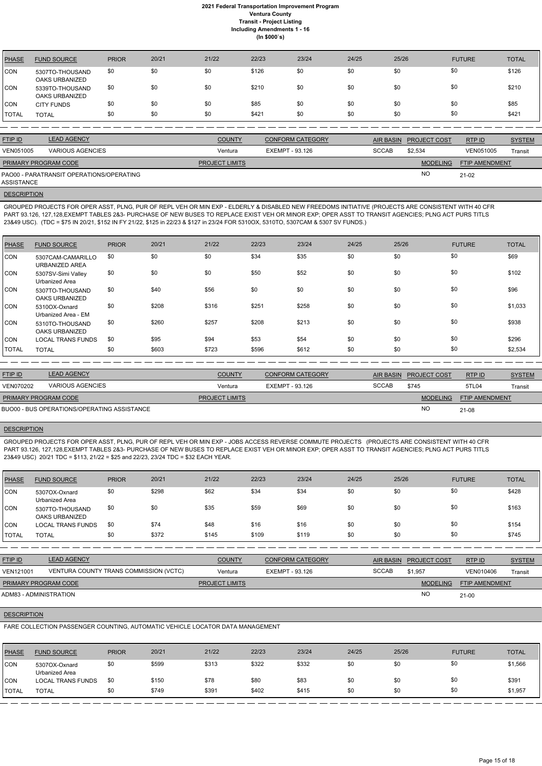# 2021 Federal Transportation Improvement Program
## Ventura County
### Transit - Project Listing
### Including Amendments 1 - 16
### (In $000`s)

| PHASE | FUND SOURCE | PRIOR | 20/21 | 21/22 | 22/23 | 23/24 | 24/25 | 25/26 | FUTURE | TOTAL |
|---|---|---|---|---|---|---|---|---|---|---|
| CON | 5307TO-THOUSAND OAKS URBANIZED | $0 | $0 | $0 | $126 | $0 | $0 | $0 | $0 | $126 |
| CON | 5339TO-THOUSAND OAKS URBANIZED | $0 | $0 | $0 | $210 | $0 | $0 | $0 | $0 | $210 |
| CON | CITY FUNDS | $0 | $0 | $0 | $85 | $0 | $0 | $0 | $0 | $85 |
| TOTAL | TOTAL | $0 | $0 | $0 | $421 | $0 | $0 | $0 | $0 | $421 |

| FTIP ID | LEAD AGENCY | COUNTY | CONFORM CATEGORY | AIR BASIN | PROJECT COST | RTP ID | SYSTEM |
|---|---|---|---|---|---|---|---|
| VEN051005 | VARIOUS AGENCIES | Ventura | EXEMPT - 93.126 | SCCAB | $2,534 | VEN051005 | Transit |

| PRIMARY PROGRAM CODE | PROJECT LIMITS | MODELING | FTIP AMENDMENT |
|---|---|---|---|
| PAO00 - PARATRANSIT OPERATIONS/OPERATING ASSISTANCE | | NO | 21-02 |

**DESCRIPTION**

GROUPED PROJECTS FOR OPER ASST, PLNG, PUR OF REPL VEH OR MIN EXP - ELDERLY & DISABLED NEW FREEDOMS INITIATIVE (PROJECTS ARE CONSISTENT WITH 40 CFR PART 93.126, 127,128,EXEMPT TABLES 2&3- PURCHASE OF NEW BUSES TO REPLACE EXIST VEH OR MINOR EXP; OPER ASST TO TRANSIT AGENCIES; PLNG ACT PURS TITLS 23&49 USC). (TDC = $75 IN 20/21, $152 IN FY 21/22, $125 in 22/23 & $127 in 23/24 FOR 5310OX, 5310TO, 5307CAM & 5307 SV FUNDS.)

| PHASE | FUND SOURCE | PRIOR | 20/21 | 21/22 | 22/23 | 23/24 | 24/25 | 25/26 | FUTURE | TOTAL |
|---|---|---|---|---|---|---|---|---|---|---|
| CON | 5307CAM-CAMARILLO URBANIZED AREA | $0 | $0 | $0 | $34 | $35 | $0 | $0 | $0 | $69 |
| CON | 5307SV-Simi Valley Urbanized Area | $0 | $0 | $0 | $50 | $52 | $0 | $0 | $0 | $102 |
| CON | 5307TO-THOUSAND OAKS URBANIZED | $0 | $40 | $56 | $0 | $0 | $0 | $0 | $0 | $96 |
| CON | 5310OX-Oxnard Urbanized Area - EM | $0 | $208 | $316 | $251 | $258 | $0 | $0 | $0 | $1,033 |
| CON | 5310TO-THOUSAND OAKS URBANIZED | $0 | $260 | $257 | $208 | $213 | $0 | $0 | $0 | $938 |
| CON | LOCAL TRANS FUNDS | $0 | $95 | $94 | $53 | $54 | $0 | $0 | $0 | $296 |
| TOTAL | TOTAL | $0 | $603 | $723 | $596 | $612 | $0 | $0 | $0 | $2,534 |

| FTIP ID | LEAD AGENCY | COUNTY | CONFORM CATEGORY | AIR BASIN | PROJECT COST | RTP ID | SYSTEM |
|---|---|---|---|---|---|---|---|
| VEN070202 | VARIOUS AGENCIES | Ventura | EXEMPT - 93.126 | SCCAB | $745 | 5TL04 | Transit |

| PRIMARY PROGRAM CODE | PROJECT LIMITS | MODELING | FTIP AMENDMENT |
|---|---|---|---|
| BUO00 - BUS OPERATIONS/OPERATING ASSISTANCE | | NO | 21-08 |

**DESCRIPTION**

GROUPED PROJECTS FOR OPER ASST, PLNG, PUR OF REPL VEH OR MIN EXP - JOBS ACCESS REVERSE COMMUTE PROJECTS (PROJECTS ARE CONSISTENT WITH 40 CFR PART 93.126, 127,128,EXEMPT TABLES 2&3- PURCHASE OF NEW BUSES TO REPLACE EXIST VEH OR MINOR EXP; OPER ASST TO TRANSIT AGENCIES; PLNG ACT PURS TITLS 23&49 USC) 20/21 TDC = $113, 21/22 = $25 and 22/23, 23/24 TDC = $32 EACH YEAR.

| PHASE | FUND SOURCE | PRIOR | 20/21 | 21/22 | 22/23 | 23/24 | 24/25 | 25/26 | FUTURE | TOTAL |
|---|---|---|---|---|---|---|---|---|---|---|
| CON | 5307OX-Oxnard Urbanized Area | $0 | $298 | $62 | $34 | $34 | $0 | $0 | $0 | $428 |
| CON | 5307TO-THOUSAND OAKS URBANIZED | $0 | $0 | $35 | $59 | $69 | $0 | $0 | $0 | $163 |
| CON | LOCAL TRANS FUNDS | $0 | $74 | $48 | $16 | $16 | $0 | $0 | $0 | $154 |
| TOTAL | TOTAL | $0 | $372 | $145 | $109 | $119 | $0 | $0 | $0 | $745 |

| FTIP ID | LEAD AGENCY | COUNTY | CONFORM CATEGORY | AIR BASIN | PROJECT COST | RTP ID | SYSTEM |
|---|---|---|---|---|---|---|---|
| VEN121001 | VENTURA COUNTY TRANS COMMISSION (VCTC) | Ventura | EXEMPT - 93.126 | SCCAB | $1,957 | VEN010406 | Transit |

| PRIMARY PROGRAM CODE | PROJECT LIMITS | MODELING | FTIP AMENDMENT |
|---|---|---|---|
| ADM83 - ADMINISTRATION | | NO | 21-00 |

**DESCRIPTION**

FARE COLLECTION PASSENGER COUNTING, AUTOMATIC VEHICLE LOCATOR DATA MANAGEMENT

| PHASE | FUND SOURCE | PRIOR | 20/21 | 21/22 | 22/23 | 23/24 | 24/25 | 25/26 | FUTURE | TOTAL |
|---|---|---|---|---|---|---|---|---|---|---|
| CON | 5307OX-Oxnard Urbanized Area | $0 | $599 | $313 | $322 | $332 | $0 | $0 | $0 | $1,566 |
| CON | LOCAL TRANS FUNDS | $0 | $150 | $78 | $80 | $83 | $0 | $0 | $0 | $391 |
| TOTAL | TOTAL | $0 | $749 | $391 | $402 | $415 | $0 | $0 | $0 | $1,957 |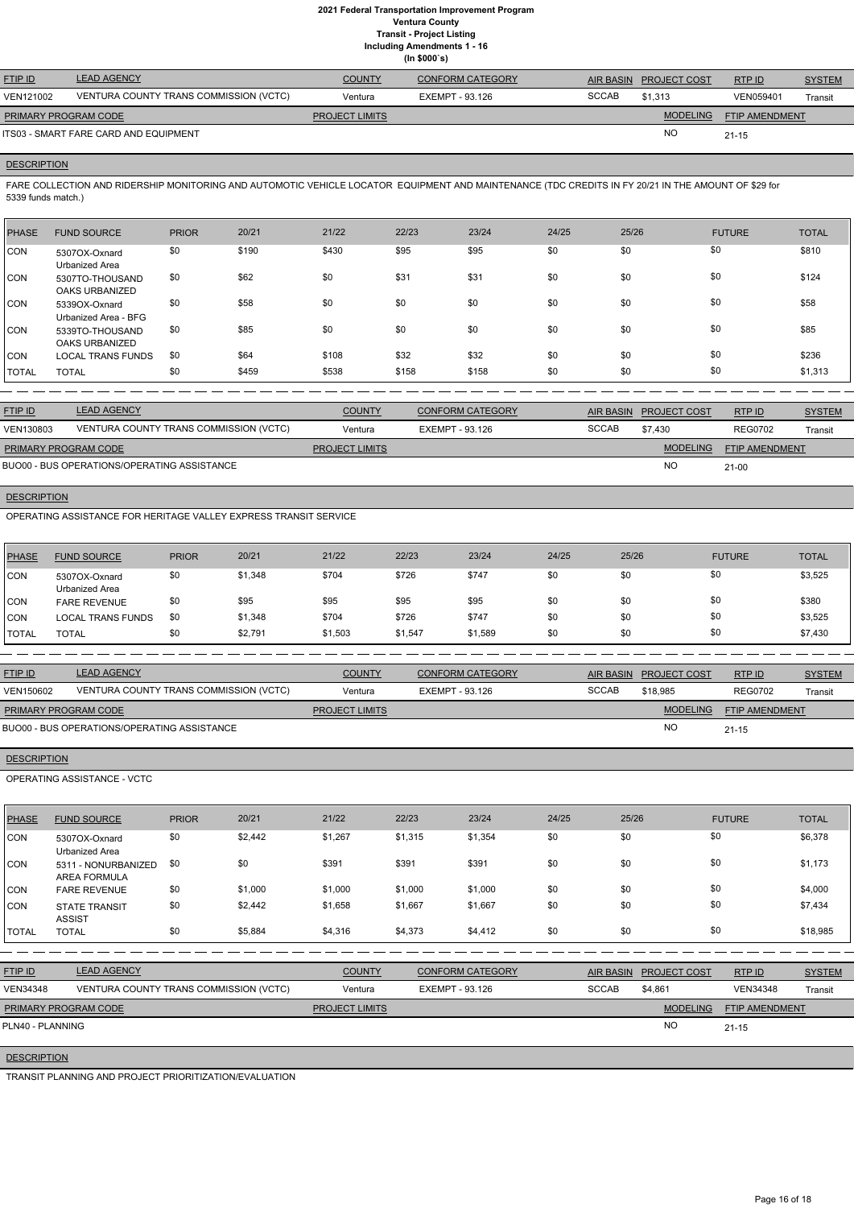# 2021 Federal Transportation Improvement Program
## Ventura County
### Transit - Project Listing
### Including Amendments 1 - 16
### (In $000`s)

| FTIP ID | LEAD AGENCY | COUNTY | CONFORM CATEGORY | AIR BASIN | PROJECT COST | RTP ID | SYSTEM |
|---|---|---|---|---|---|---|---|
| VEN121002 | VENTURA COUNTY TRANS COMMISSION (VCTC) | Ventura | EXEMPT - 93.126 | SCCAB | $1,313 | VEN059401 | Transit |

| PRIMARY PROGRAM CODE | PROJECT LIMITS | MODELING | FTIP AMENDMENT |
|---|---|---|---|
| ITS03 - SMART FARE CARD AND EQUIPMENT | | NO | 21-15 |

**DESCRIPTION**

FARE COLLECTION AND RIDERSHIP MONITORING AND AUTOMOTIC VEHICLE LOCATOR EQUIPMENT AND MAINTENANCE (TDC CREDITS IN FY 20/21 IN THE AMOUNT OF $29 for 5339 funds match.)

| PHASE | FUND SOURCE | PRIOR | 20/21 | 21/22 | 22/23 | 23/24 | 24/25 | 25/26 | FUTURE | TOTAL |
|---|---|---|---|---|---|---|---|---|---|---|
| CON | 5307OX-Oxnard Urbanized Area | $0 | $190 | $430 | $95 | $95 | $0 | $0 | $0 | $810 |
| CON | 5307TO-THOUSAND OAKS URBANIZED | $0 | $62 | $0 | $31 | $31 | $0 | $0 | $0 | $124 |
| CON | 5339OX-Oxnard Urbanized Area - BFG | $0 | $58 | $0 | $0 | $0 | $0 | $0 | $0 | $58 |
| CON | 5339TO-THOUSAND OAKS URBANIZED | $0 | $85 | $0 | $0 | $0 | $0 | $0 | $0 | $85 |
| CON | LOCAL TRANS FUNDS | $0 | $64 | $108 | $32 | $32 | $0 | $0 | $0 | $236 |
| TOTAL | TOTAL | $0 | $459 | $538 | $158 | $158 | $0 | $0 | $0 | $1,313 |

| FTIP ID | LEAD AGENCY | COUNTY | CONFORM CATEGORY | AIR BASIN | PROJECT COST | RTP ID | SYSTEM |
|---|---|---|---|---|---|---|---|
| VEN130803 | VENTURA COUNTY TRANS COMMISSION (VCTC) | Ventura | EXEMPT - 93.126 | SCCAB | $7,430 | REG0702 | Transit |

| PRIMARY PROGRAM CODE | PROJECT LIMITS | MODELING | FTIP AMENDMENT |
|---|---|---|---|
| BUO00 - BUS OPERATIONS/OPERATING ASSISTANCE | | NO | 21-00 |

**DESCRIPTION**

OPERATING ASSISTANCE FOR HERITAGE VALLEY EXPRESS TRANSIT SERVICE

| PHASE | FUND SOURCE | PRIOR | 20/21 | 21/22 | 22/23 | 23/24 | 24/25 | 25/26 | FUTURE | TOTAL |
|---|---|---|---|---|---|---|---|---|---|---|
| CON | 5307OX-Oxnard Urbanized Area | $0 | $1,348 | $704 | $726 | $747 | $0 | $0 | $0 | $3,525 |
| CON | FARE REVENUE | $0 | $95 | $95 | $95 | $95 | $0 | $0 | $0 | $380 |
| CON | LOCAL TRANS FUNDS | $0 | $1,348 | $704 | $726 | $747 | $0 | $0 | $0 | $3,525 |
| TOTAL | TOTAL | $0 | $2,791 | $1,503 | $1,547 | $1,589 | $0 | $0 | $0 | $7,430 |

| FTIP ID | LEAD AGENCY | COUNTY | CONFORM CATEGORY | AIR BASIN | PROJECT COST | RTP ID | SYSTEM |
|---|---|---|---|---|---|---|---|
| VEN150602 | VENTURA COUNTY TRANS COMMISSION (VCTC) | Ventura | EXEMPT - 93.126 | SCCAB | $18,985 | REG0702 | Transit |

| PRIMARY PROGRAM CODE | PROJECT LIMITS | MODELING | FTIP AMENDMENT |
|---|---|---|---|
| BUO00 - BUS OPERATIONS/OPERATING ASSISTANCE | | NO | 21-15 |

**DESCRIPTION**

OPERATING ASSISTANCE - VCTC

| PHASE | FUND SOURCE | PRIOR | 20/21 | 21/22 | 22/23 | 23/24 | 24/25 | 25/26 | FUTURE | TOTAL |
|---|---|---|---|---|---|---|---|---|---|---|
| CON | 5307OX-Oxnard Urbanized Area | $0 | $2,442 | $1,267 | $1,315 | $1,354 | $0 | $0 | $0 | $6,378 |
| CON | 5311 - NONURBANIZED AREA FORMULA | $0 | $0 | $391 | $391 | $391 | $0 | $0 | $0 | $1,173 |
| CON | FARE REVENUE | $0 | $1,000 | $1,000 | $1,000 | $1,000 | $0 | $0 | $0 | $4,000 |
| CON | STATE TRANSIT ASSIST | $0 | $2,442 | $1,658 | $1,667 | $1,667 | $0 | $0 | $0 | $7,434 |
| TOTAL | TOTAL | $0 | $5,884 | $4,316 | $4,373 | $4,412 | $0 | $0 | $0 | $18,985 |

| FTIP ID | LEAD AGENCY | COUNTY | CONFORM CATEGORY | AIR BASIN | PROJECT COST | RTP ID | SYSTEM |
|---|---|---|---|---|---|---|---|
| VEN34348 | VENTURA COUNTY TRANS COMMISSION (VCTC) | Ventura | EXEMPT - 93.126 | SCCAB | $4,861 | VEN34348 | Transit |

| PRIMARY PROGRAM CODE | PROJECT LIMITS | MODELING | FTIP AMENDMENT |
|---|---|---|---|
| PLN40 - PLANNING | | NO | 21-15 |

**DESCRIPTION**

TRANSIT PLANNING AND PROJECT PRIORITIZATION/EVALUATION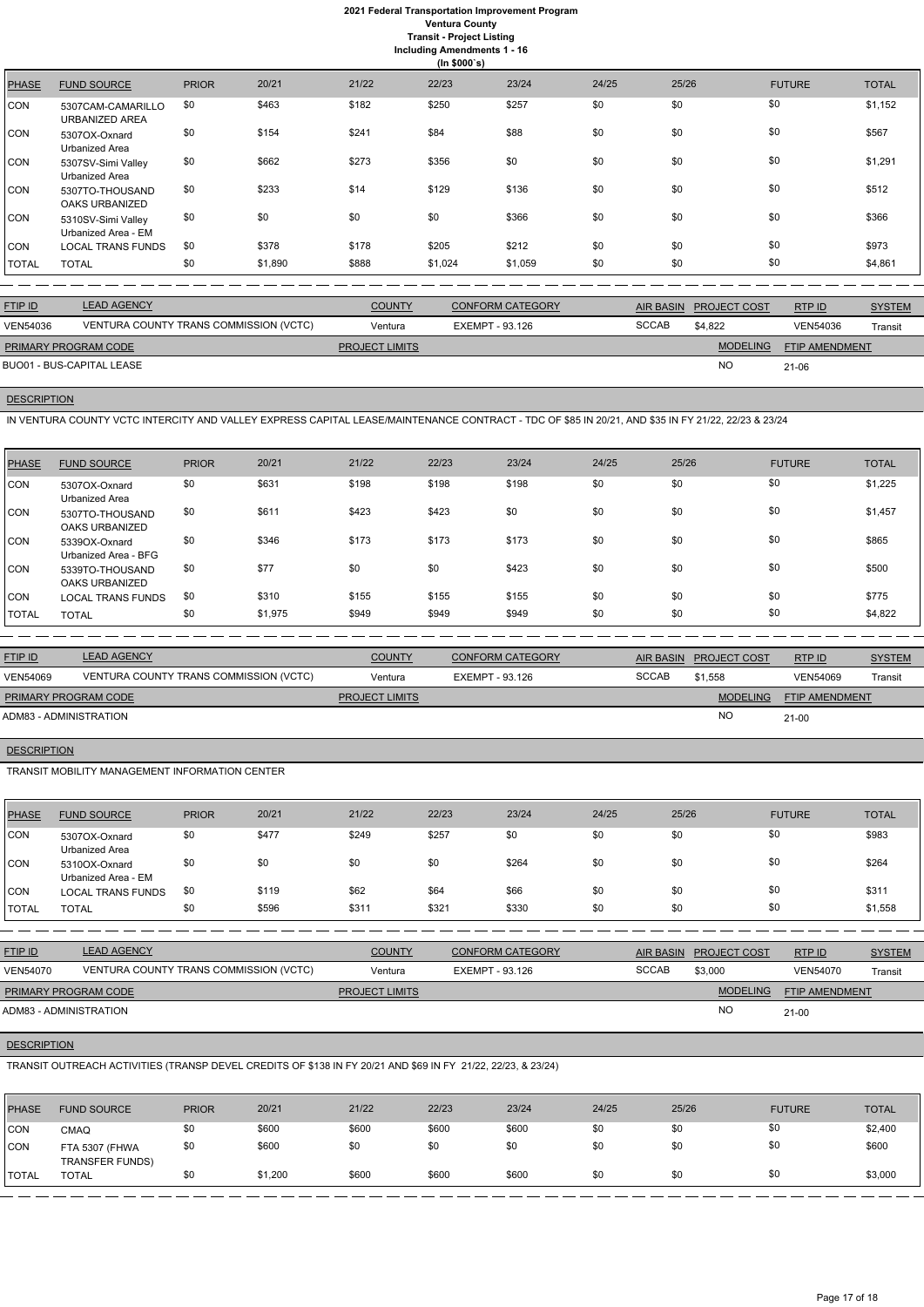# 2021 Federal Transportation Improvement Program

## Ventura County

### Transit - Project Listing

Including Amendments 1 - 16

(In $000`s)

| PHASE | FUND SOURCE | PRIOR | 20/21 | 21/22 | 22/23 | 23/24 | 24/25 | 25/26 | FUTURE | TOTAL |
|---|---|---|---|---|---|---|---|---|---|---|
| CON | 5307CAM-CAMARILLO URBANIZED AREA | $0 | $463 | $182 | $250 | $257 | $0 | $0 | $0 | $1,152 |
| CON | 5307OX-Oxnard Urbanized Area | $0 | $154 | $241 | $84 | $88 | $0 | $0 | $0 | $567 |
| CON | 5307SV-Simi Valley Urbanized Area | $0 | $662 | $273 | $356 | $0 | $0 | $0 | $0 | $1,291 |
| CON | 5307TO-THOUSAND OAKS URBANIZED | $0 | $233 | $14 | $129 | $136 | $0 | $0 | $0 | $512 |
| CON | 5310SV-Simi Valley Urbanized Area - EM | $0 | $0 | $0 | $0 | $366 | $0 | $0 | $0 | $366 |
| CON | LOCAL TRANS FUNDS | $0 | $378 | $178 | $205 | $212 | $0 | $0 | $0 | $973 |
| TOTAL | TOTAL | $0 | $1,890 | $888 | $1,024 | $1,059 | $0 | $0 | $0 | $4,861 |

| FTIP ID | LEAD AGENCY | COUNTY | CONFORM CATEGORY | AIR BASIN | PROJECT COST | RTP ID | SYSTEM |
|---|---|---|---|---|---|---|---|
| VEN54036 | VENTURA COUNTY TRANS COMMISSION (VCTC) | Ventura | EXEMPT - 93.126 | SCCAB | $4,822 | VEN54036 | Transit |

| PRIMARY PROGRAM CODE | PROJECT LIMITS | MODELING | FTIP AMENDMENT |
|---|---|---|---|
| BUO01 - BUS-CAPITAL LEASE | | NO | 21-06 |

**DESCRIPTION**

IN VENTURA COUNTY VCTC INTERCITY AND VALLEY EXPRESS CAPITAL LEASE/MAINTENANCE CONTRACT - TDC OF $85 IN 20/21, AND $35 IN FY 21/22, 22/23 & 23/24

| PHASE | FUND SOURCE | PRIOR | 20/21 | 21/22 | 22/23 | 23/24 | 24/25 | 25/26 | FUTURE | TOTAL |
|---|---|---|---|---|---|---|---|---|---|---|
| CON | 5307OX-Oxnard Urbanized Area | $0 | $631 | $198 | $198 | $198 | $0 | $0 | $0 | $1,225 |
| CON | 5307TO-THOUSAND OAKS URBANIZED | $0 | $611 | $423 | $423 | $0 | $0 | $0 | $0 | $1,457 |
| CON | 5339OX-Oxnard Urbanized Area - BFG | $0 | $346 | $173 | $173 | $173 | $0 | $0 | $0 | $865 |
| CON | 5339TO-THOUSAND OAKS URBANIZED | $0 | $77 | $0 | $0 | $423 | $0 | $0 | $0 | $500 |
| CON | LOCAL TRANS FUNDS | $0 | $310 | $155 | $155 | $155 | $0 | $0 | $0 | $775 |
| TOTAL | TOTAL | $0 | $1,975 | $949 | $949 | $949 | $0 | $0 | $0 | $4,822 |

| FTIP ID | LEAD AGENCY | COUNTY | CONFORM CATEGORY | AIR BASIN | PROJECT COST | RTP ID | SYSTEM |
|---|---|---|---|---|---|---|---|
| VEN54069 | VENTURA COUNTY TRANS COMMISSION (VCTC) | Ventura | EXEMPT - 93.126 | SCCAB | $1,558 | VEN54069 | Transit |

| PRIMARY PROGRAM CODE | PROJECT LIMITS | MODELING | FTIP AMENDMENT |
|---|---|---|---|
| ADM83 - ADMINISTRATION | | NO | 21-00 |

**DESCRIPTION**

TRANSIT MOBILITY MANAGEMENT INFORMATION CENTER

| PHASE | FUND SOURCE | PRIOR | 20/21 | 21/22 | 22/23 | 23/24 | 24/25 | 25/26 | FUTURE | TOTAL |
|---|---|---|---|---|---|---|---|---|---|---|
| CON | 5307OX-Oxnard Urbanized Area | $0 | $477 | $249 | $257 | $0 | $0 | $0 | $0 | $983 |
| CON | 5310OX-Oxnard Urbanized Area - EM | $0 | $0 | $0 | $0 | $264 | $0 | $0 | $0 | $264 |
| CON | LOCAL TRANS FUNDS | $0 | $119 | $62 | $64 | $66 | $0 | $0 | $0 | $311 |
| TOTAL | TOTAL | $0 | $596 | $311 | $321 | $330 | $0 | $0 | $0 | $1,558 |

| FTIP ID | LEAD AGENCY | COUNTY | CONFORM CATEGORY | AIR BASIN | PROJECT COST | RTP ID | SYSTEM |
|---|---|---|---|---|---|---|---|
| VEN54070 | VENTURA COUNTY TRANS COMMISSION (VCTC) | Ventura | EXEMPT - 93.126 | SCCAB | $3,000 | VEN54070 | Transit |

| PRIMARY PROGRAM CODE | PROJECT LIMITS | MODELING | FTIP AMENDMENT |
|---|---|---|---|
| ADM83 - ADMINISTRATION | | NO | 21-00 |

**DESCRIPTION**

TRANSIT OUTREACH ACTIVITIES (TRANSP DEVEL CREDITS OF $138 IN FY 20/21 AND $69 IN FY 21/22, 22/23, & 23/24)

| PHASE | FUND SOURCE | PRIOR | 20/21 | 21/22 | 22/23 | 23/24 | 24/25 | 25/26 | FUTURE | TOTAL |
|---|---|---|---|---|---|---|---|---|---|---|
| CON | CMAQ | $0 | $600 | $600 | $600 | $600 | $0 | $0 | $0 | $2,400 |
| CON | FTA 5307 (FHWA TRANSFER FUNDS) | $0 | $600 | $0 | $0 | $0 | $0 | $0 | $0 | $600 |
| TOTAL | TOTAL | $0 | $1,200 | $600 | $600 | $600 | $0 | $0 | $0 | $3,000 |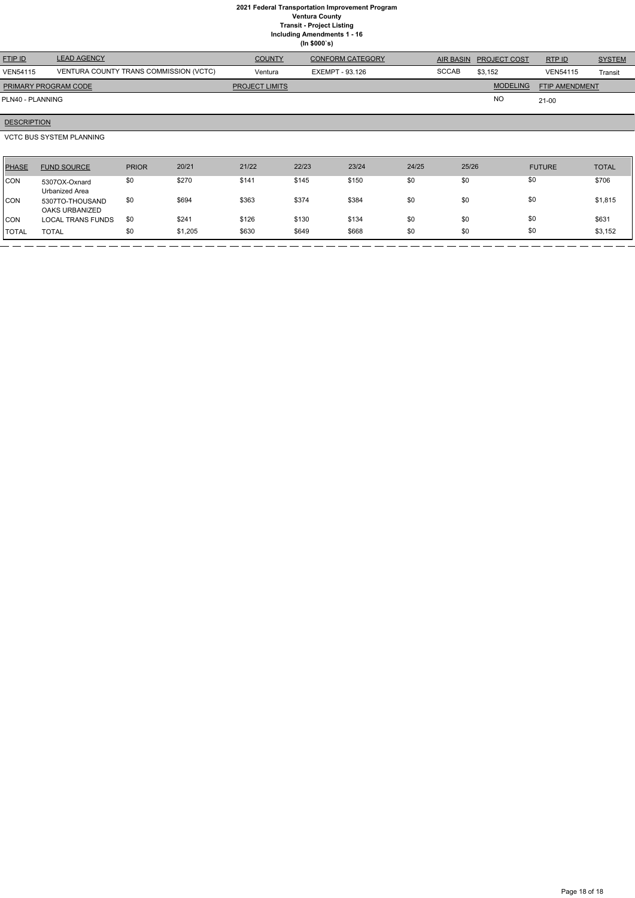**2021 Federal Transportation Improvement Program**
**Ventura County**
**Transit - Project Listing**
**Including Amendments 1 - 16**
**(In $000`s)**

| FTIP ID | LEAD AGENCY | COUNTY | CONFORM CATEGORY | AIR BASIN | PROJECT COST | RTP ID | SYSTEM |
|---|---|---|---|---|---|---|---|
| VEN54115 | VENTURA COUNTY TRANS COMMISSION (VCTC) | Ventura | EXEMPT - 93.126 | SCCAB | $3,152 | VEN54115 | Transit |

| PRIMARY PROGRAM CODE | PROJECT LIMITS | MODELING | FTIP AMENDMENT |
|---|---|---|---|
| PLN40 - PLANNING | | NO | 21-00 |

**DESCRIPTION**

VCTC BUS SYSTEM PLANNING

| PHASE | FUND SOURCE | PRIOR | 20/21 | 21/22 | 22/23 | 23/24 | 24/25 | 25/26 | FUTURE | TOTAL |
|---|---|---|---|---|---|---|---|---|---|---|
| CON | 5307OX-Oxnard Urbanized Area | $0 | $270 | $141 | $145 | $150 | $0 | $0 | $0 | $706 |
| CON | 5307TO-THOUSAND OAKS URBANIZED | $0 | $694 | $363 | $374 | $384 | $0 | $0 | $0 | $1,815 |
| CON | LOCAL TRANS FUNDS | $0 | $241 | $126 | $130 | $134 | $0 | $0 | $0 | $631 |
| TOTAL | TOTAL | $0 | $1,205 | $630 | $649 | $668 | $0 | $0 | $0 | $3,152 |